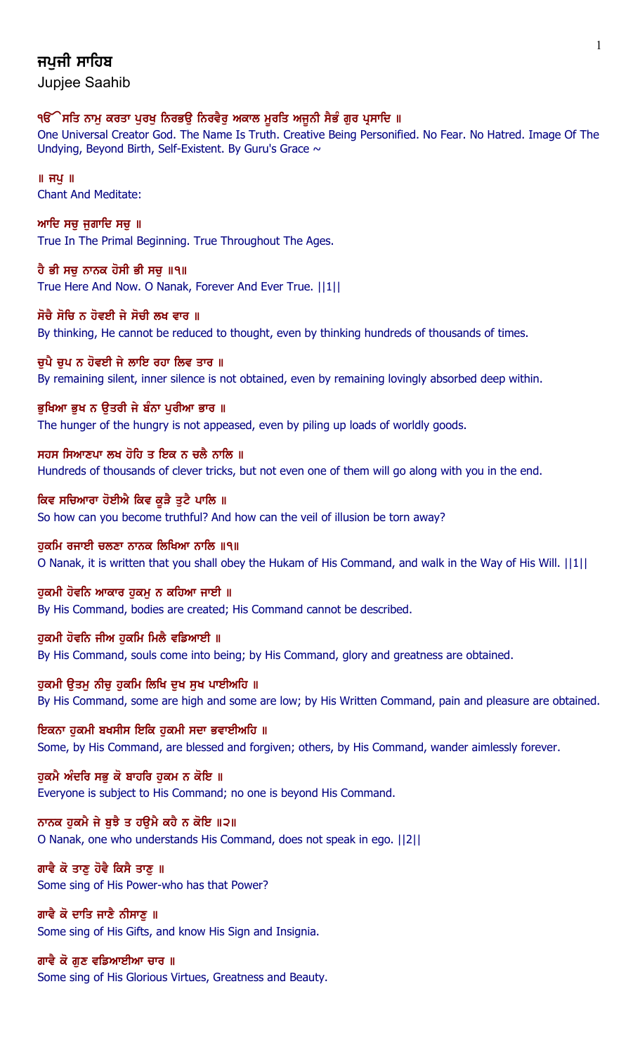# ਜਪੁਜੀ ਸਾਹਿਬ

Jupjee Saahib

ੴ ਸਤਿ ਨਾਮੁ ਕਰਤਾ ਪੁਰਖੁ ਨਿਰਭਉ ਨਿਰਵੈਰੁ ਅਕਾਲ ਮੂਰਤਿ ਅਜੂਨੀ ਸੈਭੰ ਗੁਰ ਪ੍ਰਸਾਦਿ ॥

One Universal Creator God. The Name Is Truth. Creative Being Personified. No Fear. No Hatred. Image Of The Undying, Beyond Birth, Self-Existent. By Guru's Grace ~

॥ ਜਪੁ ॥

Chant And Meditate:

ਆਦਿ ਸਚੁ ਜੁਗਾਦਿ ਸਚੁ ॥

True In The Primal Beginning. True Throughout The Ages.

ਹੈ ਭੀ ਸਚੁ ਨਾਨਕ ਹੋਸੀ ਭੀ ਸਚੁ ॥੧॥

True Here And Now. O Nanak, Forever And Ever True. ||1||

ਸੋਚੈ ਸੋਚਿ ਨ ਹੋਵਈ ਜੇ ਸੋਚੀ ਲਖ ਵਾਰ ॥

By thinking, He cannot be reduced to thought, even by thinking hundreds of thousands of times.

ਚੁਪੈ ਚੁਪ ਨ ਹੋਵਈ ਜੇ ਲਾਇ ਰਹਾ ਲਿਵ ਤਾਰ ॥

By remaining silent, inner silence is not obtained, even by remaining lovingly absorbed deep within.

ਭੁਖਿਆ ਭੁਖ ਨ ਉਤਰੀ ਜੇ ਬੰਨਾ ਪੁਰੀਆ ਭਾਰ ॥

The hunger of the hungry is not appeased, even by piling up loads of worldly goods.

ਸਹਸ ਸਿਆਣਪਾ ਲਖ ਹੋਹਿ ਤ ਇਕ ਨ ਚਲੈ ਨਾਲਿ ॥

Hundreds of thousands of clever tricks, but not even one of them will go along with you in the end.

ਕਿਵ ਸਚਿਆਰਾ ਹੋਈਐ ਕਿਵ ਕੂੜੈ ਤੁਟੈ ਪਾਲਿ ॥

So how can you become truthful? And how can the veil of illusion be torn away?

ਹੁਕਮਿ ਰਜਾਈ ਚਲਣਾ ਨਾਨਕ ਲਿਖਿਆ ਨਾਲਿ ॥੧॥

O Nanak, it is written that you shall obey the Hukam of His Command, and walk in the Way of His Will. ||1||

ਹੁਕਮੀ ਹੋਵਨਿ ਆਕਾਰ ਹੁਕਮੁ ਨ ਕਹਿਆ ਜਾਈ ॥

By His Command, bodies are created; His Command cannot be described.

ਹੁਕਮੀ ਹੋਵਨਿ ਜੀਅ ਹੁਕਮਿ ਮਿਲੈ ਵਡਿਆਈ ॥

By His Command, souls come into being; by His Command, glory and greatness are obtained.

ਹੁਕਮੀ ਉਤਮੁ ਨੀਚੁ ਹੁਕਮਿ ਲਿਖਿ ਦੁਖ ਸੁਖ ਪਾਈਅਹਿ ॥

By His Command, some are high and some are low; by His Written Command, pain and pleasure are obtained.

ਇਕਨਾ ਹੁਕਮੀ ਬਖਸੀਸ ਇਕਿ ਹੁਕਮੀ ਸਦਾ ਭਵਾਈਅਹਿ ॥

Some, by His Command, are blessed and forgiven; others, by His Command, wander aimlessly forever.

ਹੁਕਮੈ ਅੰਦਰਿ ਸਭੁ ਕੋ ਬਾਹਰਿ ਹੁਕਮ ਨ ਕੋਇ ॥

Everyone is subject to His Command; no one is beyond His Command.

ਨਾਨਕ ਹੁਕਮੈ ਜੇ ਬੁਝੈ ਤ ਹਉਮੈ ਕਹੈ ਨ ਕੋਇ ॥੨॥

O Nanak, one who understands His Command, does not speak in ego. ||2||

ਗਾਵੈ ਕੋ ਤਾਣੁ ਹੋਵੈ ਕਿਸੈ ਤਾਣੁ ॥

Some sing of His Power-who has that Power?

ਗਾਵੈ ਕੋ ਦਾਤਿ ਜਾਣੈ ਨੀਸਾਣੁ ॥

Some sing of His Gifts, and know His Sign and Insignia.

ਗਾਵੈ ਕੋ ਗੁਣ ਵਡਿਆਈਆ ਚਾਰ ॥

Some sing of His Glorious Virtues, Greatness and Beauty.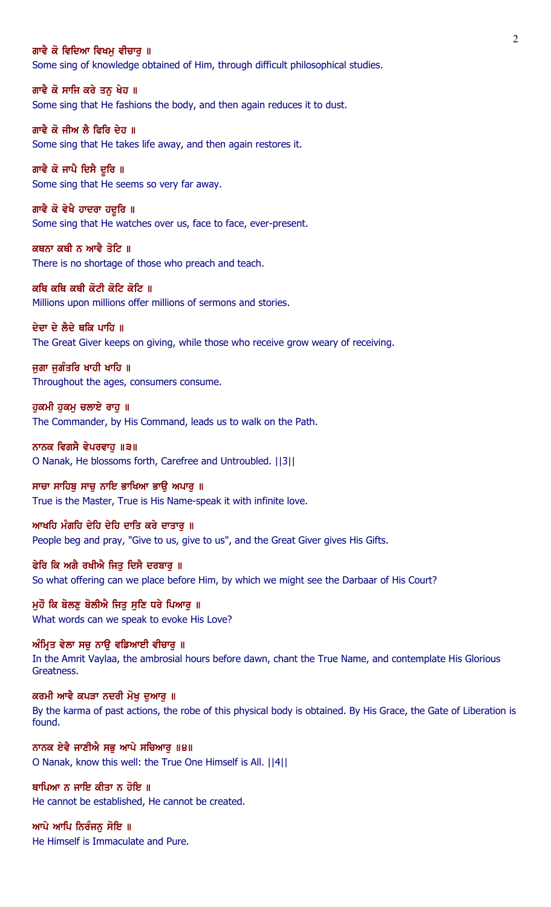ਗਾਵੈ ਕੋ ਵਿਦਿਆ ਵਿਖਮੁ ਵੀਚਾਰੁ ॥
Some sing of knowledge obtained of Him, through difficult philosophical studies.

ਗਾਵੈ ਕੋ ਸਾਜਿ ਕਰੇ ਤਨੁ ਖੇਹ ॥
Some sing that He fashions the body, and then again reduces it to dust.

ਗਾਵੈ ਕੋ ਜੀਅ ਲੈ ਫਿਰਿ ਦੇਹ ॥
Some sing that He takes life away, and then again restores it.

ਗਾਵੈ ਕੋ ਜਾਪੈ ਦਿਸੈ ਦੂਰਿ ॥
Some sing that He seems so very far away.

ਗਾਵੈ ਕੋ ਵੇਖੈ ਹਾਦਰਾ ਹਦੂਰਿ ॥
Some sing that He watches over us, face to face, ever-present.

ਕਥਨਾ ਕਥੀ ਨ ਆਵੈ ਤੋਟਿ ॥
There is no shortage of those who preach and teach.

ਕਥਿ ਕਥਿ ਕਥੀ ਕੋਟੀ ਕੋਟਿ ਕੋਟਿ ॥
Millions upon millions offer millions of sermons and stories.

ਦੇਦਾ ਦੇ ਲੈਦੇ ਥਕਿ ਪਾਹਿ ॥
The Great Giver keeps on giving, while those who receive grow weary of receiving.

ਜੁਗਾ ਜੁਗੰਤਰਿ ਖਾਹੀ ਖਾਹਿ ॥
Throughout the ages, consumers consume.

ਹੁਕਮੀ ਹੁਕਮੁ ਚਲਾਏ ਰਾਹੁ ॥
The Commander, by His Command, leads us to walk on the Path.

ਨਾਨਕ ਵਿਗਸੈ ਵੇਪਰਵਾਹੁ ॥੩॥
O Nanak, He blossoms forth, Carefree and Untroubled. ||3||

ਸਾਚਾ ਸਾਹਿਬੁ ਸਾਚੁ ਨਾਇ ਭਾਖਿਆ ਭਾਉ ਅਪਾਰੁ ॥
True is the Master, True is His Name-speak it with infinite love.

ਆਖਹਿ ਮੰਗਹਿ ਦੇਹਿ ਦੇਹਿ ਦਾਤਿ ਕਰੇ ਦਾਤਾਰੁ ॥
People beg and pray, "Give to us, give to us", and the Great Giver gives His Gifts.

ਫੇਰਿ ਕਿ ਅਗੈ ਰਖੀਐ ਜਿਤੁ ਦਿਸੈ ਦਰਬਾਰੁ ॥
So what offering can we place before Him, by which we might see the Darbaar of His Court?

ਮੁਹੌ ਕਿ ਬੋਲਣੁ ਬੋਲੀਐ ਜਿਤੁ ਸੁਣਿ ਧਰੇ ਪਿਆਰੁ ॥
What words can we speak to evoke His Love?

ਅੰਮ੍ਰਿਤ ਵੇਲਾ ਸਚੁ ਨਾਉ ਵਡਿਆਈ ਵੀਚਾਰੁ ॥
In the Amrit Vaylaa, the ambrosial hours before dawn, chant the True Name, and contemplate His Glorious Greatness.

ਕਰਮੀ ਆਵੈ ਕਪੜਾ ਨਦਰੀ ਮੋਖੁ ਦੁਆਰੁ ॥
By the karma of past actions, the robe of this physical body is obtained. By His Grace, the Gate of Liberation is found.

ਨਾਨਕ ਏਵੈ ਜਾਣੀਐ ਸਭੁ ਆਪੇ ਸਚਿਆਰੁ ॥੪॥
O Nanak, know this well: the True One Himself is All. ||4||

ਥਾਪਿਆ ਨ ਜਾਇ ਕੀਤਾ ਨ ਹੋਇ ॥
He cannot be established, He cannot be created.

ਆਪੇ ਆਪਿ ਨਿਰੰਜਨੁ ਸੋਇ ॥
He Himself is Immaculate and Pure.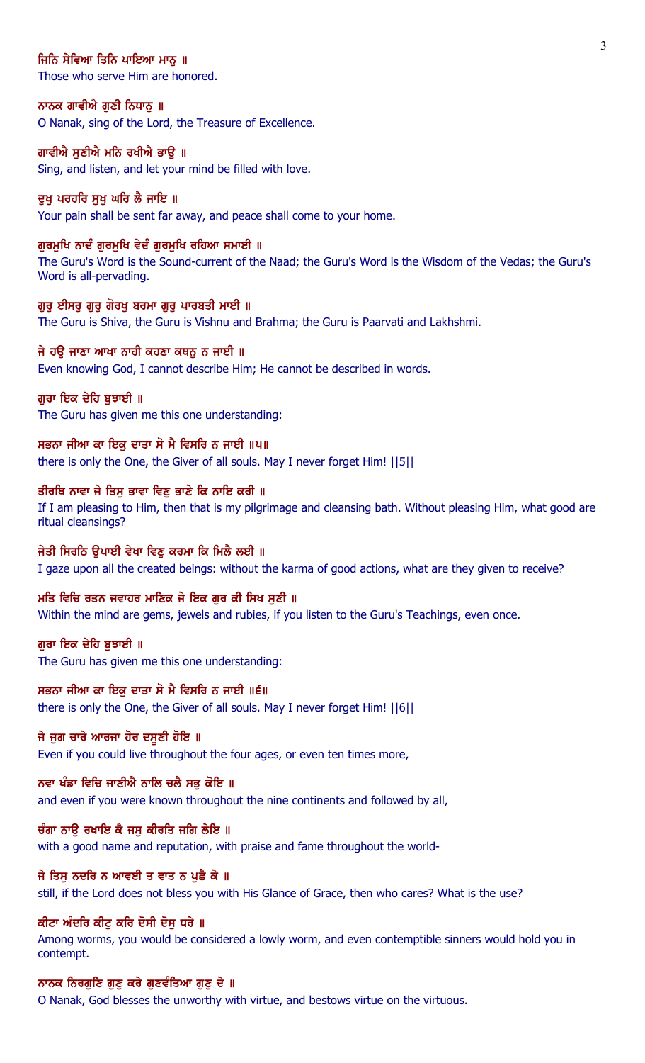**ਜਿਨਿ ਸੇਵਿਆ ਤਿਨਿ ਪਾਇਆ ਮਾਨੁ ॥**
Those who serve Him are honored.

**ਨਾਨਕ ਗਾਵੀਐ ਗੁਣੀ ਨਿਧਾਨੁ ॥**
O Nanak, sing of the Lord, the Treasure of Excellence.

**ਗਾਵੀਐ ਸੁਣੀਐ ਮਨਿ ਰਖੀਐ ਭਾਉ ॥**
Sing, and listen, and let your mind be filled with love.

**ਦੁਖੁ ਪਰਹਰਿ ਸੁਖੁ ਘਰਿ ਲੈ ਜਾਇ ॥**
Your pain shall be sent far away, and peace shall come to your home.

**ਗੁਰਮੁਖਿ ਨਾਦੰ ਗੁਰਮੁਖਿ ਵੇਦੰ ਗੁਰਮੁਖਿ ਰਹਿਆ ਸਮਾਈ ॥**
The Guru's Word is the Sound-current of the Naad; the Guru's Word is the Wisdom of the Vedas; the Guru's Word is all-pervading.

**ਗੁਰੁ ਈਸਰੁ ਗੁਰੁ ਗੋਰਖੁ ਬਰਮਾ ਗੁਰੁ ਪਾਰਬਤੀ ਮਾਈ ॥**
The Guru is Shiva, the Guru is Vishnu and Brahma; the Guru is Paarvati and Lakhshmi.

**ਜੇ ਹਉ ਜਾਣਾ ਆਖਾ ਨਾਹੀ ਕਹਣਾ ਕਥਨੁ ਨ ਜਾਈ ॥**
Even knowing God, I cannot describe Him; He cannot be described in words.

**ਗੁਰਾ ਇਕ ਦੇਹਿ ਬੁਝਾਈ ॥**
The Guru has given me this one understanding:

**ਸਭਨਾ ਜੀਆ ਕਾ ਇਕੁ ਦਾਤਾ ਸੋ ਮੈ ਵਿਸਰਿ ਨ ਜਾਈ ॥੫॥**
there is only the One, the Giver of all souls. May I never forget Him! ||5||

**ਤੀਰਥਿ ਨਾਵਾ ਜੇ ਤਿਸੁ ਭਾਵਾ ਵਿਣੁ ਭਾਣੇ ਕਿ ਨਾਇ ਕਰੀ ॥**
If I am pleasing to Him, then that is my pilgrimage and cleansing bath. Without pleasing Him, what good are ritual cleansings?

**ਜੇਤੀ ਸਿਰਠਿ ਉਪਾਈ ਵੇਖਾ ਵਿਣੁ ਕਰਮਾ ਕਿ ਮਿਲੈ ਲਈ ॥**
I gaze upon all the created beings: without the karma of good actions, what are they given to receive?

**ਮਤਿ ਵਿਚਿ ਰਤਨ ਜਵਾਹਰ ਮਾਣਿਕ ਜੇ ਇਕ ਗੁਰ ਕੀ ਸਿਖ ਸੁਣੀ ॥**
Within the mind are gems, jewels and rubies, if you listen to the Guru's Teachings, even once.

**ਗੁਰਾ ਇਕ ਦੇਹਿ ਬੁਝਾਈ ॥**
The Guru has given me this one understanding:

**ਸਭਨਾ ਜੀਆ ਕਾ ਇਕੁ ਦਾਤਾ ਸੋ ਮੈ ਵਿਸਰਿ ਨ ਜਾਈ ॥੬॥**
there is only the One, the Giver of all souls. May I never forget Him! ||6||

**ਜੇ ਜੁਗ ਚਾਰੇ ਆਰਜਾ ਹੋਰ ਦਸੂਣੀ ਹੋਇ ॥**
Even if you could live throughout the four ages, or even ten times more,

**ਨਵਾ ਖੰਡਾ ਵਿਚਿ ਜਾਣੀਐ ਨਾਲਿ ਚਲੈ ਸਭੁ ਕੋਇ ॥**
and even if you were known throughout the nine continents and followed by all,

**ਚੰਗਾ ਨਾਉ ਰਖਾਇ ਕੈ ਜਸੁ ਕੀਰਤਿ ਜਗਿ ਲੇਇ ॥**
with a good name and reputation, with praise and fame throughout the world-

**ਜੇ ਤਿਸੁ ਨਦਰਿ ਨ ਆਵਈ ਤ ਵਾਤ ਨ ਪੁਛੈ ਕੇ ॥**
still, if the Lord does not bless you with His Glance of Grace, then who cares? What is the use?

**ਕੀਟਾ ਅੰਦਰਿ ਕੀਟੁ ਕਰਿ ਦੋਸੀ ਦੋਸੁ ਧਰੇ ॥**
Among worms, you would be considered a lowly worm, and even contemptible sinners would hold you in contempt.

**ਨਾਨਕ ਨਿਰਗੁਣਿ ਗੁਣੁ ਕਰੇ ਗੁਣਵੰਤਿਆ ਗੁਣੁ ਦੇ ॥**
O Nanak, God blesses the unworthy with virtue, and bestows virtue on the virtuous.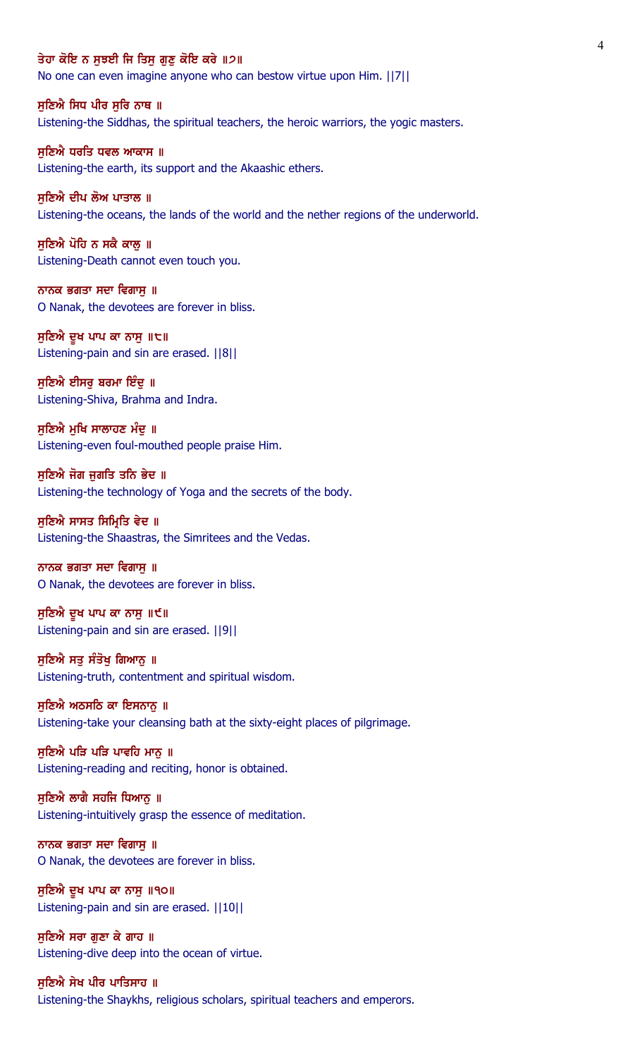ਤੇਹਾ ਕੋਇ ਨ ਸੁਝਈ ਜਿ ਤਿਸੁ ਗੁਣੁ ਕੋਇ ਕਰੇ ॥੭॥
No one can even imagine anyone who can bestow virtue upon Him. ||7||

ਸੁਣਿਐ ਸਿਧ ਪੀਰ ਸੁਰਿ ਨਾਥ ॥
Listening-the Siddhas, the spiritual teachers, the heroic warriors, the yogic masters.

ਸੁਣਿਐ ਧਰਤਿ ਧਵਲ ਆਕਾਸ ॥
Listening-the earth, its support and the Akaashic ethers.

ਸੁਣਿਐ ਦੀਪ ਲੋਅ ਪਾਤਾਲ ॥
Listening-the oceans, the lands of the world and the nether regions of the underworld.

ਸੁਣਿਐ ਪੋਹਿ ਨ ਸਕੈ ਕਾਲੁ ॥
Listening-Death cannot even touch you.

ਨਾਨਕ ਭਗਤਾ ਸਦਾ ਵਿਗਾਸੁ ॥
O Nanak, the devotees are forever in bliss.

ਸੁਣਿਐ ਦੂਖ ਪਾਪ ਕਾ ਨਾਸੁ ॥੮॥
Listening-pain and sin are erased. ||8||

ਸੁਣਿਐ ਈਸਰੁ ਬਰਮਾ ਇੰਦੁ ॥
Listening-Shiva, Brahma and Indra.

ਸੁਣਿਐ ਮੁਖਿ ਸਾਲਾਹਣ ਮੰਦੁ ॥
Listening-even foul-mouthed people praise Him.

ਸੁਣਿਐ ਜੋਗ ਜੁਗਤਿ ਤਨਿ ਭੇਦ ॥
Listening-the technology of Yoga and the secrets of the body.

ਸੁਣਿਐ ਸਾਸਤ ਸਿਮ੍ਰਿਤਿ ਵੇਦ ॥
Listening-the Shaastras, the Simritees and the Vedas.

ਨਾਨਕ ਭਗਤਾ ਸਦਾ ਵਿਗਾਸੁ ॥
O Nanak, the devotees are forever in bliss.

ਸੁਣਿਐ ਦੂਖ ਪਾਪ ਕਾ ਨਾਸੁ ॥੯॥
Listening-pain and sin are erased. ||9||

ਸੁਣਿਐ ਸਤੁ ਸੰਤੋਖੁ ਗਿਆਨੁ ॥
Listening-truth, contentment and spiritual wisdom.

ਸੁਣਿਐ ਅਠਸਠਿ ਕਾ ਇਸਨਾਨੁ ॥
Listening-take your cleansing bath at the sixty-eight places of pilgrimage.

ਸੁਣਿਐ ਪੜਿ ਪੜਿ ਪਾਵਹਿ ਮਾਨੁ ॥
Listening-reading and reciting, honor is obtained.

ਸੁਣਿਐ ਲਾਗੈ ਸਹਜਿ ਧਿਆਨੁ ॥
Listening-intuitively grasp the essence of meditation.

ਨਾਨਕ ਭਗਤਾ ਸਦਾ ਵਿਗਾਸੁ ॥
O Nanak, the devotees are forever in bliss.

ਸੁਣਿਐ ਦੂਖ ਪਾਪ ਕਾ ਨਾਸੁ ॥੧੦॥
Listening-pain and sin are erased. ||10||

ਸੁਣਿਐ ਸਰਾ ਗੁਣਾ ਕੇ ਗਾਹ ॥
Listening-dive deep into the ocean of virtue.

ਸੁਣਿਐ ਸੇਖ ਪੀਰ ਪਾਤਿਸਾਹ ॥
Listening-the Shaykhs, religious scholars, spiritual teachers and emperors.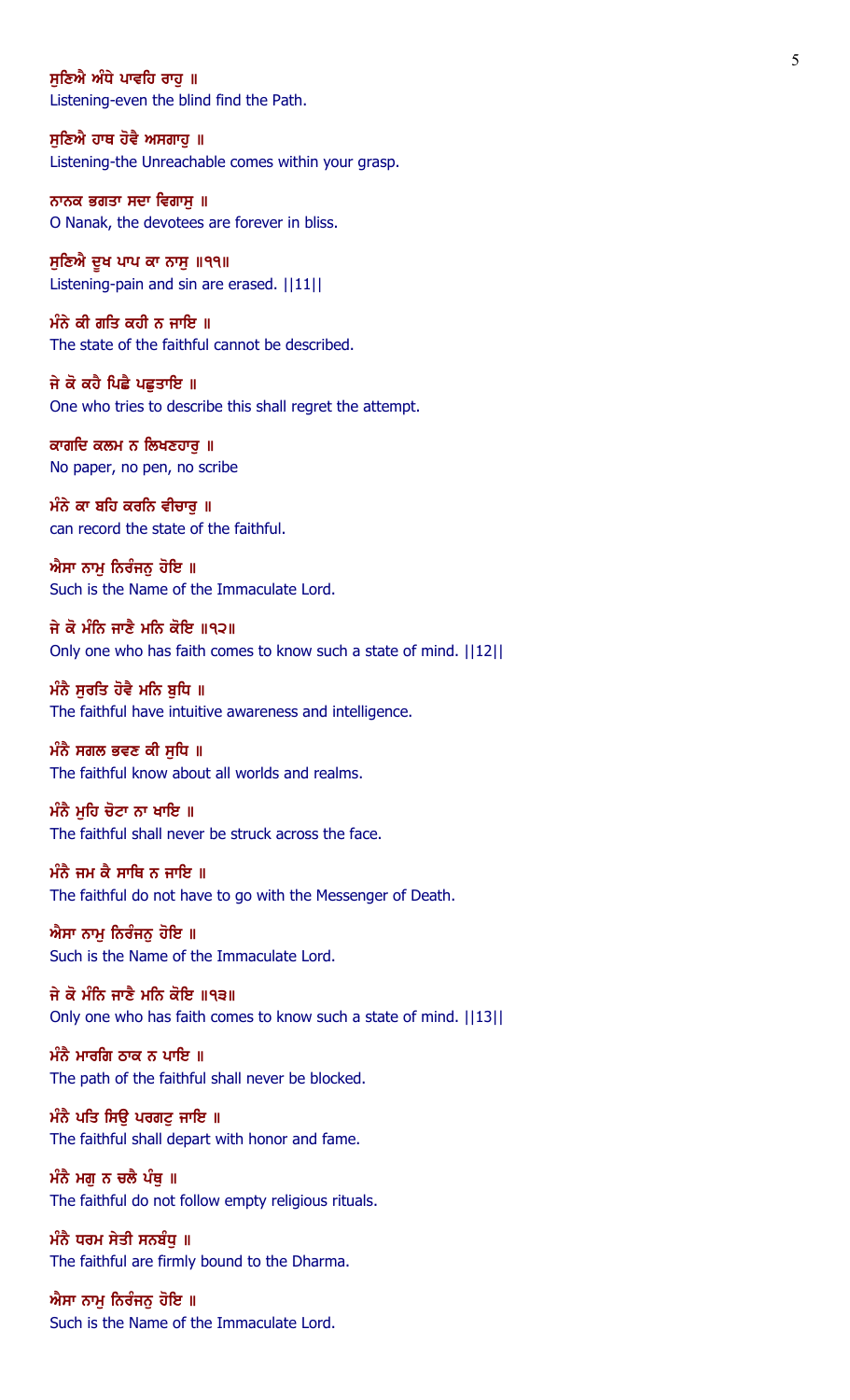ਸੁਣਿਐ ਅੰਧੇ ਪਾਵਹਿ ਰਾਹੁ ॥
Listening-even the blind find the Path.

ਸੁਣਿਐ ਹਾਥ ਹੋਵੈ ਅਸਗਾਹੁ ॥
Listening-the Unreachable comes within your grasp.

ਨਾਨਕ ਭਗਤਾ ਸਦਾ ਵਿਗਾਸੁ ॥
O Nanak, the devotees are forever in bliss.

ਸੁਣਿਐ ਦੂਖ ਪਾਪ ਕਾ ਨਾਸੁ ॥੧੧॥
Listening-pain and sin are erased. ||11||

ਮੰਨੇ ਕੀ ਗਤਿ ਕਹੀ ਨ ਜਾਇ ॥
The state of the faithful cannot be described.

ਜੇ ਕੋ ਕਹੈ ਪਿਛੈ ਪਛੁਤਾਇ ॥
One who tries to describe this shall regret the attempt.

ਕਾਗਦਿ ਕਲਮ ਨ ਲਿਖਣਹਾਰੁ ॥
No paper, no pen, no scribe

ਮੰਨੇ ਕਾ ਬਹਿ ਕਰਨਿ ਵੀਚਾਰੁ ॥
can record the state of the faithful.

ਐਸਾ ਨਾਮੁ ਨਿਰੰਜਨੁ ਹੋਇ ॥
Such is the Name of the Immaculate Lord.

ਜੇ ਕੋ ਮੰਨਿ ਜਾਣੈ ਮਨਿ ਕੋਇ ॥੧੨॥
Only one who has faith comes to know such a state of mind. ||12||

ਮੰਨੈ ਸੁਰਤਿ ਹੋਵੈ ਮਨਿ ਬੁਧਿ ॥
The faithful have intuitive awareness and intelligence.

ਮੰਨੈ ਸਗਲ ਭਵਣ ਕੀ ਸੁਧਿ ॥
The faithful know about all worlds and realms.

ਮੰਨੈ ਮੁਹਿ ਚੋਟਾ ਨਾ ਖਾਇ ॥
The faithful shall never be struck across the face.

ਮੰਨੈ ਜਮ ਕੈ ਸਾਥਿ ਨ ਜਾਇ ॥
The faithful do not have to go with the Messenger of Death.

ਐਸਾ ਨਾਮੁ ਨਿਰੰਜਨੁ ਹੋਇ ॥
Such is the Name of the Immaculate Lord.

ਜੇ ਕੋ ਮੰਨਿ ਜਾਣੈ ਮਨਿ ਕੋਇ ॥੧੩॥
Only one who has faith comes to know such a state of mind. ||13||

ਮੰਨੈ ਮਾਰਗਿ ਠਾਕ ਨ ਪਾਇ ॥
The path of the faithful shall never be blocked.

ਮੰਨੈ ਪਤਿ ਸਿਉ ਪਰਗਟੁ ਜਾਇ ॥
The faithful shall depart with honor and fame.

ਮੰਨੈ ਮਗੁ ਨ ਚਲੈ ਪੰਥੁ ॥
The faithful do not follow empty religious rituals.

ਮੰਨੈ ਧਰਮ ਸੇਤੀ ਸਨਬੰਧੁ ॥
The faithful are firmly bound to the Dharma.

ਐਸਾ ਨਾਮੁ ਨਿਰੰਜਨੁ ਹੋਇ ॥
Such is the Name of the Immaculate Lord.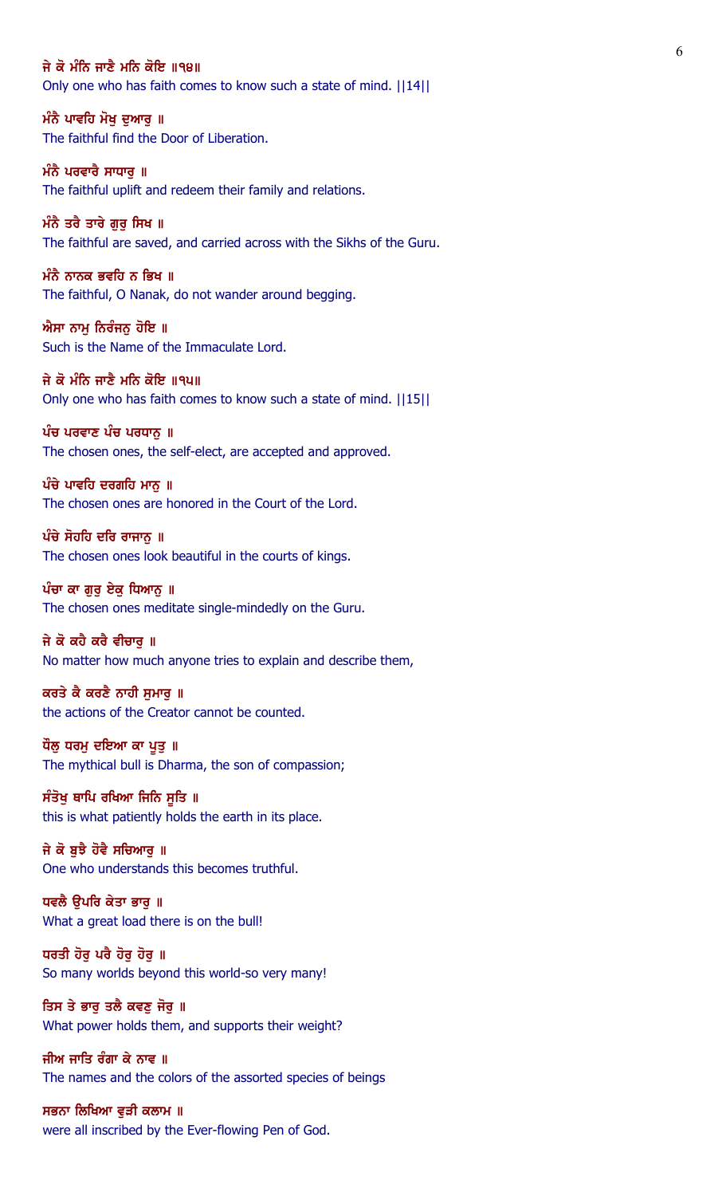**ਜੇ ਕੋ ਮੰਨਿ ਜਾਣੈ ਮਨਿ ਕੋਇ ॥੧੪॥**
Only one who has faith comes to know such a state of mind. ||14||

**ਮੰਨੈ ਪਾਵਹਿ ਮੋਖੁ ਦੁਆਰੁ ॥**
The faithful find the Door of Liberation.

**ਮੰਨੈ ਪਰਵਾਰੈ ਸਾਧਾਰੁ ॥**
The faithful uplift and redeem their family and relations.

**ਮੰਨੈ ਤਰੈ ਤਾਰੇ ਗੁਰੁ ਸਿਖ ॥**
The faithful are saved, and carried across with the Sikhs of the Guru.

**ਮੰਨੈ ਨਾਨਕ ਭਵਹਿ ਨ ਭਿਖ ॥**
The faithful, O Nanak, do not wander around begging.

**ਐਸਾ ਨਾਮੁ ਨਿਰੰਜਨੁ ਹੋਇ ॥**
Such is the Name of the Immaculate Lord.

**ਜੇ ਕੋ ਮੰਨਿ ਜਾਣੈ ਮਨਿ ਕੋਇ ॥੧੫॥**
Only one who has faith comes to know such a state of mind. ||15||

**ਪੰਚ ਪਰਵਾਣ ਪੰਚ ਪਰਧਾਨੁ ॥**
The chosen ones, the self-elect, are accepted and approved.

**ਪੰਚੇ ਪਾਵਹਿ ਦਰਗਹਿ ਮਾਨੁ ॥**
The chosen ones are honored in the Court of the Lord.

**ਪੰਚੇ ਸੋਹਹਿ ਦਰਿ ਰਾਜਾਨੁ ॥**
The chosen ones look beautiful in the courts of kings.

**ਪੰਚਾ ਕਾ ਗੁਰੁ ਏਕੁ ਧਿਆਨੁ ॥**
The chosen ones meditate single-mindedly on the Guru.

**ਜੇ ਕੋ ਕਹੈ ਕਰੈ ਵੀਚਾਰੁ ॥**
No matter how much anyone tries to explain and describe them,

**ਕਰਤੇ ਕੈ ਕਰਣੈ ਨਾਹੀ ਸੁਮਾਰੁ ॥**
the actions of the Creator cannot be counted.

**ਧੌਲੁ ਧਰਮੁ ਦਇਆ ਕਾ ਪੂਤੁ ॥**
The mythical bull is Dharma, the son of compassion;

**ਸੰਤੋਖੁ ਥਾਪਿ ਰਖਿਆ ਜਿਨਿ ਸੂਤਿ ॥**
this is what patiently holds the earth in its place.

**ਜੇ ਕੋ ਬੁਝੈ ਹੋਵੈ ਸਚਿਆਰੁ ॥**
One who understands this becomes truthful.

**ਧਵਲੈ ਉਪਰਿ ਕੇਤਾ ਭਾਰੁ ॥**
What a great load there is on the bull!

**ਧਰਤੀ ਹੋਰੁ ਪਰੈ ਹੋਰੁ ਹੋਰੁ ॥**
So many worlds beyond this world-so very many!

**ਤਿਸ ਤੇ ਭਾਰੁ ਤਲੈ ਕਵਣੁ ਜੋਰੁ ॥**
What power holds them, and supports their weight?

**ਜੀਅ ਜਾਤਿ ਰੰਗਾ ਕੇ ਨਾਵ ॥**
The names and the colors of the assorted species of beings

**ਸਭਨਾ ਲਿਖਿਆ ਵੁੜੀ ਕਲਾਮ ॥**
were all inscribed by the Ever-flowing Pen of God.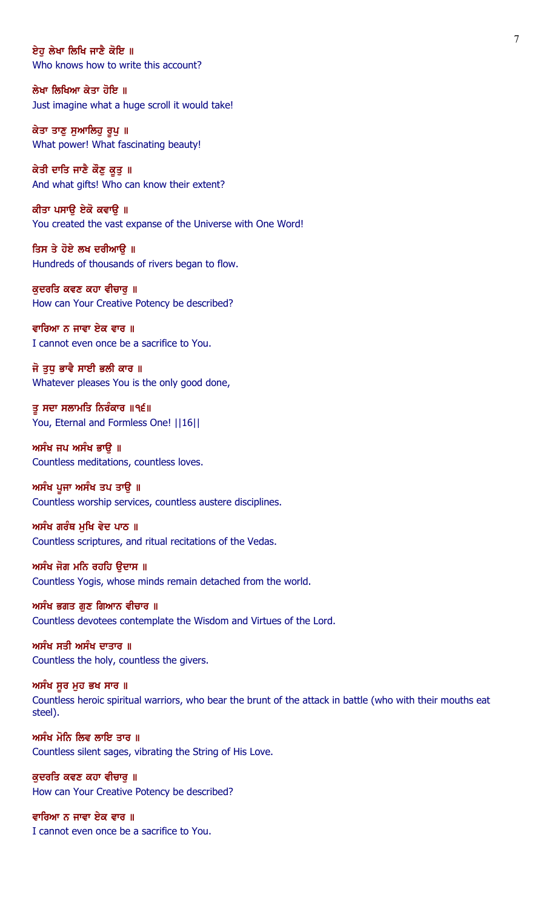ਏਹੁ ਲੇਖਾ ਲਿਖਿ ਜਾਣੈ ਕੋਇ ॥
Who knows how to write this account?

ਲੇਖਾ ਲਿਖਿਆ ਕੇਤਾ ਹੋਇ ॥
Just imagine what a huge scroll it would take!

ਕੇਤਾ ਤਾਣੁ ਸੁਆਲਿਹੁ ਰੂਪੁ ॥
What power! What fascinating beauty!

ਕੇਤੀ ਦਾਤਿ ਜਾਣੈ ਕੌਣੁ ਕੂਤੁ ॥
And what gifts! Who can know their extent?

ਕੀਤਾ ਪਸਾਉ ਏਕੋ ਕਵਾਉ ॥
You created the vast expanse of the Universe with One Word!

ਤਿਸ ਤੇ ਹੋਏ ਲਖ ਦਰੀਆਉ ॥
Hundreds of thousands of rivers began to flow.

ਕੁਦਰਤਿ ਕਵਣ ਕਹਾ ਵੀਚਾਰੁ ॥
How can Your Creative Potency be described?

ਵਾਰਿਆ ਨ ਜਾਵਾ ਏਕ ਵਾਰ ॥
I cannot even once be a sacrifice to You.

ਜੋ ਤੁਧੁ ਭਾਵੈ ਸਾਈ ਭਲੀ ਕਾਰ ॥
Whatever pleases You is the only good done,

ਤੂ ਸਦਾ ਸਲਾਮਤਿ ਨਿਰੰਕਾਰ ॥੧੬॥
You, Eternal and Formless One! ||16||

ਅਸੰਖ ਜਪ ਅਸੰਖ ਭਾਉ ॥
Countless meditations, countless loves.

ਅਸੰਖ ਪੂਜਾ ਅਸੰਖ ਤਪ ਤਾਉ ॥
Countless worship services, countless austere disciplines.

ਅਸੰਖ ਗਰੰਥ ਮੁਖਿ ਵੇਦ ਪਾਠ ॥
Countless scriptures, and ritual recitations of the Vedas.

ਅਸੰਖ ਜੋਗ ਮਨਿ ਰਹਹਿ ਉਦਾਸ ॥
Countless Yogis, whose minds remain detached from the world.

ਅਸੰਖ ਭਗਤ ਗੁਣ ਗਿਆਨ ਵੀਚਾਰ ॥
Countless devotees contemplate the Wisdom and Virtues of the Lord.

ਅਸੰਖ ਸਤੀ ਅਸੰਖ ਦਾਤਾਰ ॥
Countless the holy, countless the givers.

ਅਸੰਖ ਸੂਰ ਮੁਹ ਭਖ ਸਾਰ ॥
Countless heroic spiritual warriors, who bear the brunt of the attack in battle (who with their mouths eat steel).

ਅਸੰਖ ਮੋਨਿ ਲਿਵ ਲਾਇ ਤਾਰ ॥
Countless silent sages, vibrating the String of His Love.

ਕੁਦਰਤਿ ਕਵਣ ਕਹਾ ਵੀਚਾਰੁ ॥
How can Your Creative Potency be described?

ਵਾਰਿਆ ਨ ਜਾਵਾ ਏਕ ਵਾਰ ॥
I cannot even once be a sacrifice to You.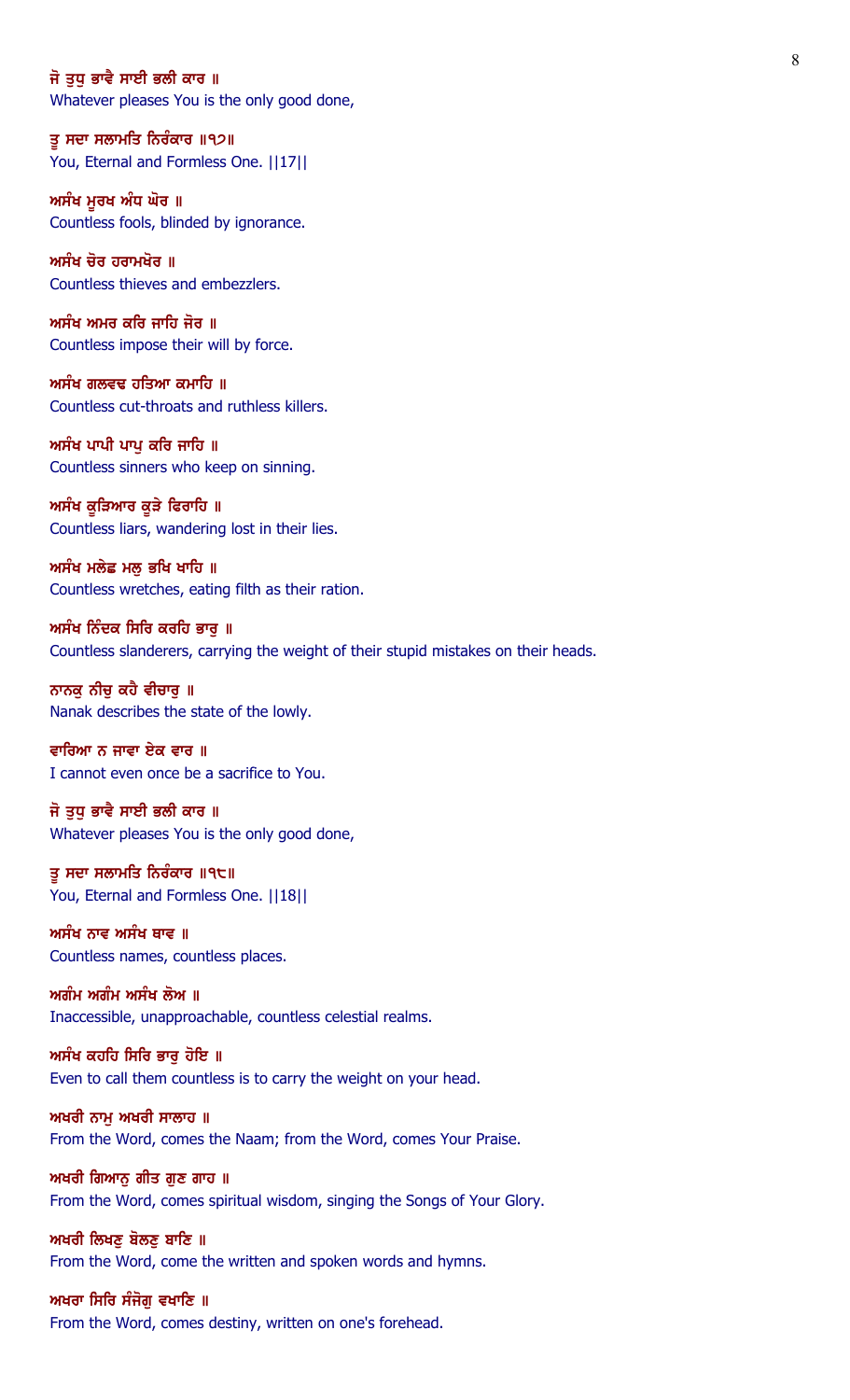ਜੋ ਤੁਧੁ ਭਾਵੈ ਸਾਈ ਭਲੀ ਕਾਰ ॥
Whatever pleases You is the only good done,

ਤੂ ਸਦਾ ਸਲਾਮਤਿ ਨਿਰੰਕਾਰ ॥੧੭॥
You, Eternal and Formless One. ||17||

ਅਸੰਖ ਮੂਰਖ ਅੰਧ ਘੋਰ ॥
Countless fools, blinded by ignorance.

ਅਸੰਖ ਚੋਰ ਹਰਾਮਖੋਰ ॥
Countless thieves and embezzlers.

ਅਸੰਖ ਅਮਰ ਕਰਿ ਜਾਹਿ ਜੋਰ ॥
Countless impose their will by force.

ਅਸੰਖ ਗਲਵਢ ਹਤਿਆ ਕਮਾਹਿ ॥
Countless cut-throats and ruthless killers.

ਅਸੰਖ ਪਾਪੀ ਪਾਪੁ ਕਰਿ ਜਾਹਿ ॥
Countless sinners who keep on sinning.

ਅਸੰਖ ਕੂੜਿਆਰ ਕੂੜੇ ਫਿਰਾਹਿ ॥
Countless liars, wandering lost in their lies.

ਅਸੰਖ ਮਲੇਛ ਮਲੁ ਭਖਿ ਖਾਹਿ ॥
Countless wretches, eating filth as their ration.

ਅਸੰਖ ਨਿੰਦਕ ਸਿਰਿ ਕਰਹਿ ਭਾਰੁ ॥
Countless slanderers, carrying the weight of their stupid mistakes on their heads.

ਨਾਨਕੁ ਨੀਚੁ ਕਹੈ ਵੀਚਾਰੁ ॥
Nanak describes the state of the lowly.

ਵਾਰਿਆ ਨ ਜਾਵਾ ਏਕ ਵਾਰ ॥
I cannot even once be a sacrifice to You.

ਜੋ ਤੁਧੁ ਭਾਵੈ ਸਾਈ ਭਲੀ ਕਾਰ ॥
Whatever pleases You is the only good done,

ਤੂ ਸਦਾ ਸਲਾਮਤਿ ਨਿਰੰਕਾਰ ॥੧੮॥
You, Eternal and Formless One. ||18||

ਅਸੰਖ ਨਾਵ ਅਸੰਖ ਥਾਵ ॥
Countless names, countless places.

ਅਗੰਮ ਅਗੰਮ ਅਸੰਖ ਲੋਅ ॥
Inaccessible, unapproachable, countless celestial realms.

ਅਸੰਖ ਕਹਹਿ ਸਿਰਿ ਭਾਰੁ ਹੋਇ ॥
Even to call them countless is to carry the weight on your head.

ਅਖਰੀ ਨਾਮੁ ਅਖਰੀ ਸਾਲਾਹ ॥
From the Word, comes the Naam; from the Word, comes Your Praise.

ਅਖਰੀ ਗਿਆਨੁ ਗੀਤ ਗੁਣ ਗਾਹ ॥
From the Word, comes spiritual wisdom, singing the Songs of Your Glory.

ਅਖਰੀ ਲਿਖਣੁ ਬੋਲਣੁ ਬਾਣਿ ॥
From the Word, come the written and spoken words and hymns.

ਅਖਰਾ ਸਿਰਿ ਸੰਜੋਗੁ ਵਖਾਣਿ ॥
From the Word, comes destiny, written on one's forehead.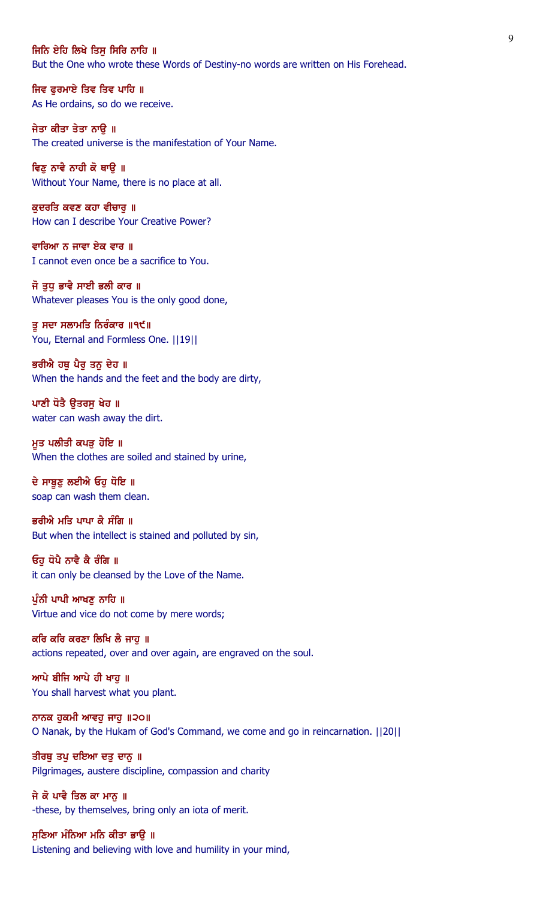ਜਿਨਿ ਏਹਿ ਲਿਖੇ ਤਿਸੁ ਸਿਰਿ ਨਾਹਿ ॥
But the One who wrote these Words of Destiny-no words are written on His Forehead.

ਜਿਵ ਫੁਰਮਾਏ ਤਿਵ ਤਿਵ ਪਾਹਿ ॥
As He ordains, so do we receive.

ਜੇਤਾ ਕੀਤਾ ਤੇਤਾ ਨਾਉ ॥
The created universe is the manifestation of Your Name.

ਵਿਣੁ ਨਾਵੈ ਨਾਹੀ ਕੋ ਥਾਉ ॥
Without Your Name, there is no place at all.

ਕੁਦਰਤਿ ਕਵਣ ਕਹਾ ਵੀਚਾਰੁ ॥
How can I describe Your Creative Power?

ਵਾਰਿਆ ਨ ਜਾਵਾ ਏਕ ਵਾਰ ॥
I cannot even once be a sacrifice to You.

ਜੋ ਤੁਧੁ ਭਾਵੈ ਸਾਈ ਭਲੀ ਕਾਰ ॥
Whatever pleases You is the only good done,

ਤੂ ਸਦਾ ਸਲਾਮਤਿ ਨਿਰੰਕਾਰ ॥੧੯॥
You, Eternal and Formless One. ||19||

ਭਰੀਐ ਹਥੁ ਪੈਰੁ ਤਨੁ ਦੇਹ ॥
When the hands and the feet and the body are dirty,

ਪਾਣੀ ਧੋਤੈ ਉਤਰਸੁ ਖੇਹ ॥
water can wash away the dirt.

ਮੂਤ ਪਲੀਤੀ ਕਪੜੁ ਹੋਇ ॥
When the clothes are soiled and stained by urine,

ਦੇ ਸਾਬੂਣੁ ਲਈਐ ਓਹੁ ਧੋਇ ॥
soap can wash them clean.

ਭਰੀਐ ਮਤਿ ਪਾਪਾ ਕੈ ਸੰਗਿ ॥
But when the intellect is stained and polluted by sin,

ਓਹੁ ਧੋਪੈ ਨਾਵੈ ਕੈ ਰੰਗਿ ॥
it can only be cleansed by the Love of the Name.

ਪੁੰਨੀ ਪਾਪੀ ਆਖਣੁ ਨਾਹਿ ॥
Virtue and vice do not come by mere words;

ਕਰਿ ਕਰਿ ਕਰਣਾ ਲਿਖਿ ਲੈ ਜਾਹੁ ॥
actions repeated, over and over again, are engraved on the soul.

ਆਪੇ ਬੀਜਿ ਆਪੇ ਹੀ ਖਾਹੁ ॥
You shall harvest what you plant.

ਨਾਨਕ ਹੁਕਮੀ ਆਵਹੁ ਜਾਹੁ ॥੨੦॥
O Nanak, by the Hukam of God's Command, we come and go in reincarnation. ||20||

ਤੀਰਥੁ ਤਪੁ ਦਇਆ ਦਤੁ ਦਾਨੁ ॥
Pilgrimages, austere discipline, compassion and charity

ਜੇ ਕੋ ਪਾਵੈ ਤਿਲ ਕਾ ਮਾਨੁ ॥
-these, by themselves, bring only an iota of merit.

ਸੁਣਿਆ ਮੰਨਿਆ ਮਨਿ ਕੀਤਾ ਭਾਉ ॥
Listening and believing with love and humility in your mind,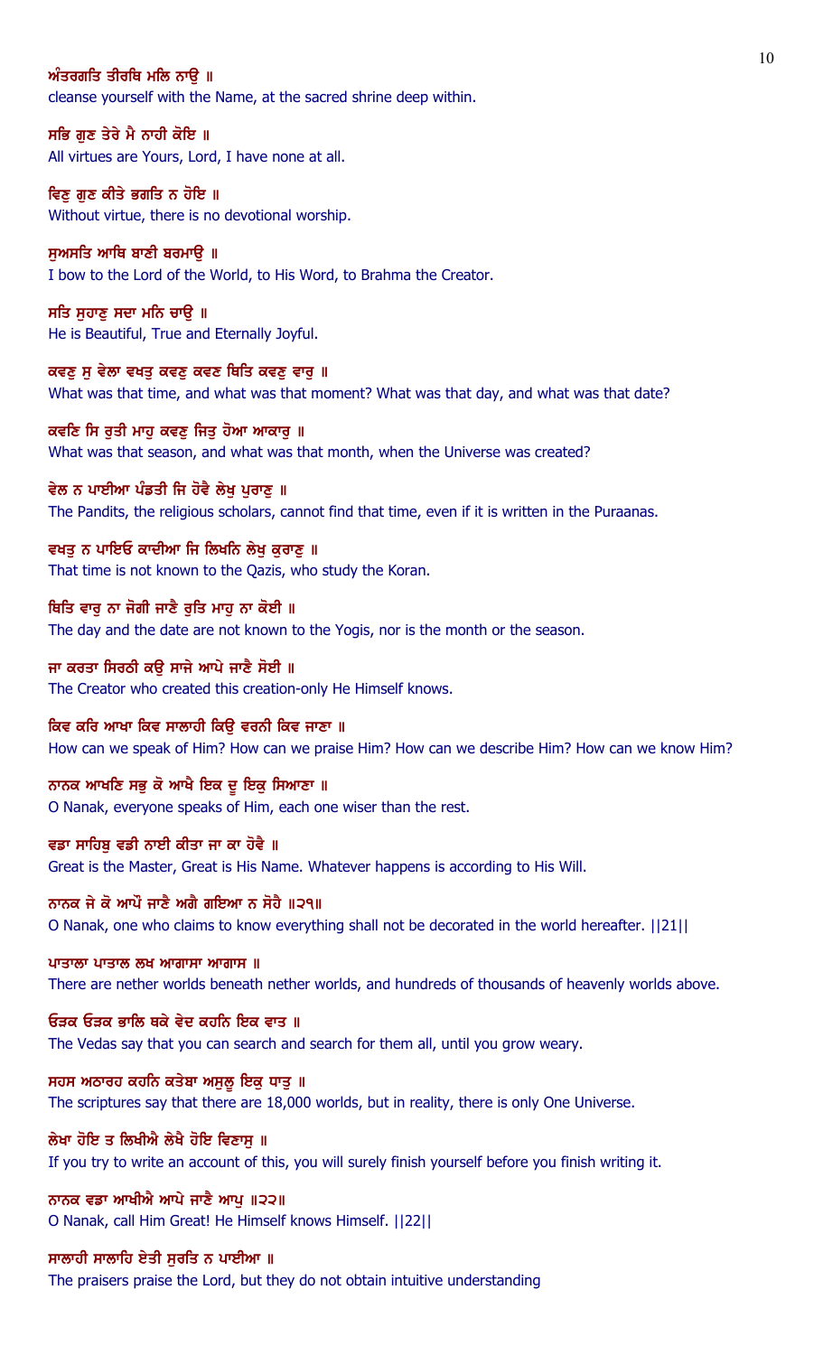ਅੰਤਰਗਤਿ ਤੀਰਥਿ ਮਲਿ ਨਾਉ ॥
cleanse yourself with the Name, at the sacred shrine deep within.

ਸਭਿ ਗੁਣ ਤੇਰੇ ਮੈ ਨਾਹੀ ਕੋਇ ॥
All virtues are Yours, Lord, I have none at all.

ਵਿਣੁ ਗੁਣ ਕੀਤੇ ਭਗਤਿ ਨ ਹੋਇ ॥
Without virtue, there is no devotional worship.

ਸੁਅਸਤਿ ਆਥਿ ਬਾਣੀ ਬਰਮਾਉ ॥
I bow to the Lord of the World, to His Word, to Brahma the Creator.

ਸਤਿ ਸੁਹਾਣੁ ਸਦਾ ਮਨਿ ਚਾਉ ॥
He is Beautiful, True and Eternally Joyful.

ਕਵਣੁ ਸੁ ਵੇਲਾ ਵਖਤੁ ਕਵਣੁ ਕਵਣ ਥਿਤਿ ਕਵਣੁ ਵਾਰੁ ॥
What was that time, and what was that moment? What was that day, and what was that date?

ਕਵਣਿ ਸਿ ਰੁਤੀ ਮਾਹੁ ਕਵਣੁ ਜਿਤੁ ਹੋਆ ਆਕਾਰੁ ॥
What was that season, and what was that month, when the Universe was created?

ਵੇਲ ਨ ਪਾਈਆ ਪੰਡਤੀ ਜਿ ਹੋਵੈ ਲੇਖੁ ਪੁਰਾਣੁ ॥
The Pandits, the religious scholars, cannot find that time, even if it is written in the Puraanas.

ਵਖਤੁ ਨ ਪਾਇਓ ਕਾਦੀਆ ਜਿ ਲਿਖਨਿ ਲੇਖੁ ਕੁਰਾਣੁ ॥
That time is not known to the Qazis, who study the Koran.

ਥਿਤਿ ਵਾਰੁ ਨਾ ਜੋਗੀ ਜਾਣੈ ਰੁਤਿ ਮਾਹੁ ਨਾ ਕੋਈ ॥
The day and the date are not known to the Yogis, nor is the month or the season.

ਜਾ ਕਰਤਾ ਸਿਰਠੀ ਕਉ ਸਾਜੇ ਆਪੇ ਜਾਣੈ ਸੋਈ ॥
The Creator who created this creation-only He Himself knows.

ਕਿਵ ਕਰਿ ਆਖਾ ਕਿਵ ਸਾਲਾਹੀ ਕਿਉ ਵਰਨੀ ਕਿਵ ਜਾਣਾ ॥
How can we speak of Him? How can we praise Him? How can we describe Him? How can we know Him?

ਨਾਨਕ ਆਖਣਿ ਸਭੁ ਕੋ ਆਖੈ ਇਕ ਦੂ ਇਕੁ ਸਿਆਣਾ ॥
O Nanak, everyone speaks of Him, each one wiser than the rest.

ਵਡਾ ਸਾਹਿਬੁ ਵਡੀ ਨਾਈ ਕੀਤਾ ਜਾ ਕਾ ਹੋਵੈ ॥
Great is the Master, Great is His Name. Whatever happens is according to His Will.

ਨਾਨਕ ਜੇ ਕੋ ਆਪੌ ਜਾਣੈ ਅਗੈ ਗਇਆ ਨ ਸੋਹੈ ॥੨੧॥
O Nanak, one who claims to know everything shall not be decorated in the world hereafter. ||21||

ਪਾਤਾਲਾ ਪਾਤਾਲ ਲਖ ਆਗਾਸਾ ਆਗਾਸ ॥
There are nether worlds beneath nether worlds, and hundreds of thousands of heavenly worlds above.

ਓੜਕ ਓੜਕ ਭਾਲਿ ਥਕੇ ਵੇਦ ਕਹਨਿ ਇਕ ਵਾਤ ॥
The Vedas say that you can search and search for them all, until you grow weary.

ਸਹਸ ਅਠਾਰਹ ਕਹਨਿ ਕਤੇਬਾ ਅਸੁਲੂ ਇਕੁ ਧਾਤੁ ॥
The scriptures say that there are 18,000 worlds, but in reality, there is only One Universe.

ਲੇਖਾ ਹੋਇ ਤ ਲਿਖੀਐ ਲੇਖੈ ਹੋਇ ਵਿਣਾਸੁ ॥
If you try to write an account of this, you will surely finish yourself before you finish writing it.

ਨਾਨਕ ਵਡਾ ਆਖੀਐ ਆਪੇ ਜਾਣੈ ਆਪੁ ॥੨੨॥
O Nanak, call Him Great! He Himself knows Himself. ||22||

ਸਾਲਾਹੀ ਸਾਲਾਹਿ ਏਤੀ ਸੁਰਤਿ ਨ ਪਾਈਆ ॥
The praisers praise the Lord, but they do not obtain intuitive understanding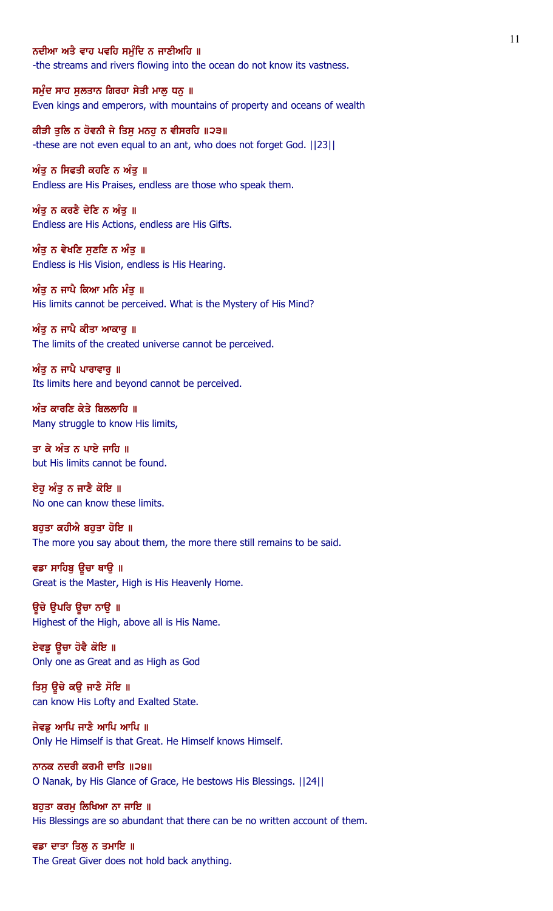ਨਦੀਆ ਅਤੈ ਵਾਹ ਪਵਹਿ ਸਮੁੰਦਿ ਨ ਜਾਣੀਅਹਿ ॥
-the streams and rivers flowing into the ocean do not know its vastness.

ਸਮੁੰਦ ਸਾਹ ਸੁਲਤਾਨ ਗਿਰਹਾ ਸੇਤੀ ਮਾਲੁ ਧਨੁ ॥
Even kings and emperors, with mountains of property and oceans of wealth

ਕੀੜੀ ਤੁਲਿ ਨ ਹੋਵਨੀ ਜੇ ਤਿਸੁ ਮਨਹੁ ਨ ਵੀਸਰਹਿ ॥੨੩॥
-these are not even equal to an ant, who does not forget God. ||23||

ਅੰਤੁ ਨ ਸਿਫਤੀ ਕਹਣਿ ਨ ਅੰਤੁ ॥
Endless are His Praises, endless are those who speak them.

ਅੰਤੁ ਨ ਕਰਣੈ ਦੇਣਿ ਨ ਅੰਤੁ ॥
Endless are His Actions, endless are His Gifts.

ਅੰਤੁ ਨ ਵੇਖਣਿ ਸੁਣਣਿ ਨ ਅੰਤੁ ॥
Endless is His Vision, endless is His Hearing.

ਅੰਤੁ ਨ ਜਾਪੈ ਕਿਆ ਮਨਿ ਮੰਤੁ ॥
His limits cannot be perceived. What is the Mystery of His Mind?

ਅੰਤੁ ਨ ਜਾਪੈ ਕੀਤਾ ਆਕਾਰੁ ॥
The limits of the created universe cannot be perceived.

ਅੰਤੁ ਨ ਜਾਪੈ ਪਾਰਾਵਾਰੁ ॥
Its limits here and beyond cannot be perceived.

ਅੰਤ ਕਾਰਣਿ ਕੇਤੇ ਬਿਲਲਾਹਿ ॥
Many struggle to know His limits,

ਤਾ ਕੇ ਅੰਤ ਨ ਪਾਏ ਜਾਹਿ ॥
but His limits cannot be found.

ਏਹੁ ਅੰਤੁ ਨ ਜਾਣੈ ਕੋਇ ॥
No one can know these limits.

ਬਹੁਤਾ ਕਹੀਐ ਬਹੁਤਾ ਹੋਇ ॥
The more you say about them, the more there still remains to be said.

ਵਡਾ ਸਾਹਿਬੁ ਊਚਾ ਥਾਉ ॥
Great is the Master, High is His Heavenly Home.

ਊਚੇ ਉਪਰਿ ਊਚਾ ਨਾਉ ॥
Highest of the High, above all is His Name.

ਏਵਡੁ ਊਚਾ ਹੋਵੈ ਕੋਇ ॥
Only one as Great and as High as God

ਤਿਸੁ ਊਚੇ ਕਉ ਜਾਣੈ ਸੋਇ ॥
can know His Lofty and Exalted State.

ਜੇਵਡੁ ਆਪਿ ਜਾਣੈ ਆਪਿ ਆਪਿ ॥
Only He Himself is that Great. He Himself knows Himself.

ਨਾਨਕ ਨਦਰੀ ਕਰਮੀ ਦਾਤਿ ॥੨੪॥
O Nanak, by His Glance of Grace, He bestows His Blessings. ||24||

ਬਹੁਤਾ ਕਰਮੁ ਲਿਖਿਆ ਨਾ ਜਾਇ ॥
His Blessings are so abundant that there can be no written account of them.

ਵਡਾ ਦਾਤਾ ਤਿਲੁ ਨ ਤਮਾਇ ॥
The Great Giver does not hold back anything.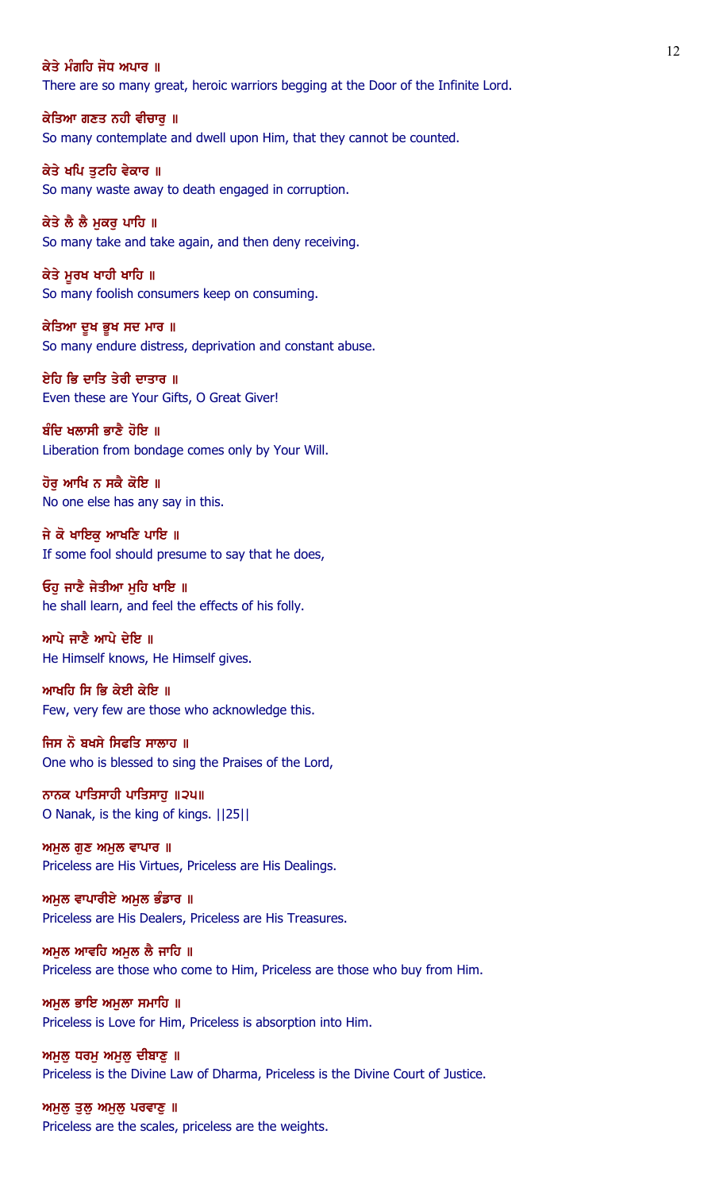ਕੇਤੇ ਮੰਗਹਿ ਜੋਧ ਅਪਾਰ ॥
There are so many great, heroic warriors begging at the Door of the Infinite Lord.

ਕੇਤਿਆ ਗਣਤ ਨਹੀ ਵੀਚਾਰੁ ॥
So many contemplate and dwell upon Him, that they cannot be counted.

ਕੇਤੇ ਖਪਿ ਤੁਟਹਿ ਵੇਕਾਰ ॥
So many waste away to death engaged in corruption.

ਕੇਤੇ ਲੈ ਲੈ ਮੁਕਰੁ ਪਾਹਿ ॥
So many take and take again, and then deny receiving.

ਕੇਤੇ ਮੂਰਖ ਖਾਹੀ ਖਾਹਿ ॥
So many foolish consumers keep on consuming.

ਕੇਤਿਆ ਦੂਖ ਭੂਖ ਸਦ ਮਾਰ ॥
So many endure distress, deprivation and constant abuse.

ਏਹਿ ਭਿ ਦਾਤਿ ਤੇਰੀ ਦਾਤਾਰ ॥
Even these are Your Gifts, O Great Giver!

ਬੰਦਿ ਖਲਾਸੀ ਭਾਣੈ ਹੋਇ ॥
Liberation from bondage comes only by Your Will.

ਹੋਰੁ ਆਖਿ ਨ ਸਕੈ ਕੋਇ ॥
No one else has any say in this.

ਜੇ ਕੋ ਖਾਇਕੁ ਆਖਣਿ ਪਾਇ ॥
If some fool should presume to say that he does,

ਓਹੁ ਜਾਣੈ ਜੇਤੀਆ ਮੁਹਿ ਖਾਇ ॥
he shall learn, and feel the effects of his folly.

ਆਪੇ ਜਾਣੈ ਆਪੇ ਦੇਇ ॥
He Himself knows, He Himself gives.

ਆਖਹਿ ਸਿ ਭਿ ਕੇਈ ਕੇਇ ॥
Few, very few are those who acknowledge this.

ਜਿਸ ਨੋ ਬਖਸੇ ਸਿਫਤਿ ਸਾਲਾਹ ॥
One who is blessed to sing the Praises of the Lord,

ਨਾਨਕ ਪਾਤਿਸਾਹੀ ਪਾਤਿਸਾਹੁ ॥੨੫॥
O Nanak, is the king of kings. ||25||

ਅਮੁਲ ਗੁਣ ਅਮੁਲ ਵਾਪਾਰ ॥
Priceless are His Virtues, Priceless are His Dealings.

ਅਮੁਲ ਵਾਪਾਰੀਏ ਅਮੁਲ ਭੰਡਾਰ ॥
Priceless are His Dealers, Priceless are His Treasures.

ਅਮੁਲ ਆਵਹਿ ਅਮੁਲ ਲੈ ਜਾਹਿ ॥
Priceless are those who come to Him, Priceless are those who buy from Him.

ਅਮੁਲ ਭਾਇ ਅਮੁਲਾ ਸਮਾਹਿ ॥
Priceless is Love for Him, Priceless is absorption into Him.

ਅਮੁਲੁ ਧਰਮੁ ਅਮੁਲੁ ਦੀਬਾਣੁ ॥
Priceless is the Divine Law of Dharma, Priceless is the Divine Court of Justice.

ਅਮੁਲੁ ਤੁਲੁ ਅਮੁਲੁ ਪਰਵਾਣੁ ॥
Priceless are the scales, priceless are the weights.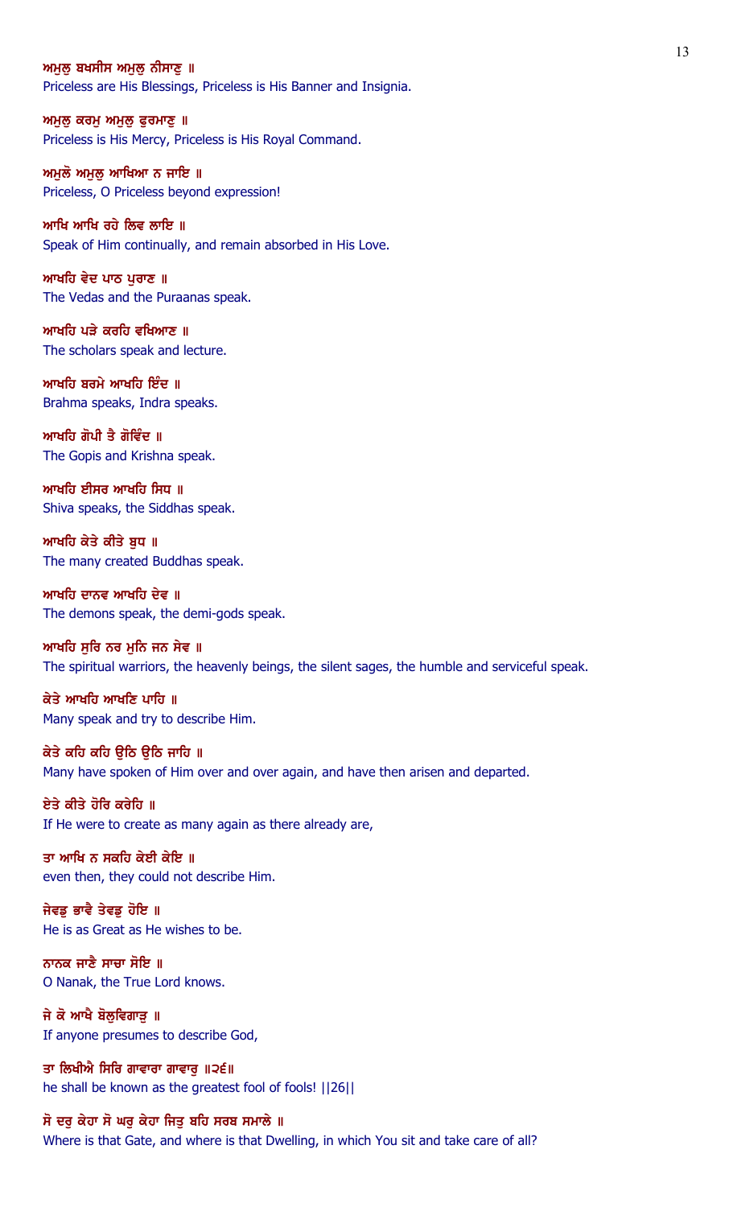ਅਮੁਲੁ ਬਖਸੀਸ ਅਮੁਲੁ ਨੀਸਾਣੁ ॥
Priceless are His Blessings, Priceless is His Banner and Insignia.

ਅਮੁਲੁ ਕਰਮੁ ਅਮੁਲੁ ਫੁਰਮਾਣੁ ॥
Priceless is His Mercy, Priceless is His Royal Command.

ਅਮੁਲੋ ਅਮੁਲੁ ਆਖਿਆ ਨ ਜਾਇ ॥
Priceless, O Priceless beyond expression!

ਆਖਿ ਆਖਿ ਰਹੇ ਲਿਵ ਲਾਇ ॥
Speak of Him continually, and remain absorbed in His Love.

ਆਖਹਿ ਵੇਦ ਪਾਠ ਪੁਰਾਣ ॥
The Vedas and the Puraanas speak.

ਆਖਹਿ ਪੜੇ ਕਰਹਿ ਵਖਿਆਣ ॥
The scholars speak and lecture.

ਆਖਹਿ ਬਰਮੇ ਆਖਹਿ ਇੰਦ ॥
Brahma speaks, Indra speaks.

ਆਖਹਿ ਗੋਪੀ ਤੈ ਗੋਵਿੰਦ ॥
The Gopis and Krishna speak.

ਆਖਹਿ ਈਸਰ ਆਖਹਿ ਸਿਧ ॥
Shiva speaks, the Siddhas speak.

ਆਖਹਿ ਕੇਤੇ ਕੀਤੇ ਬੁਧ ॥
The many created Buddhas speak.

ਆਖਹਿ ਦਾਨਵ ਆਖਹਿ ਦੇਵ ॥
The demons speak, the demi-gods speak.

ਆਖਹਿ ਸੁਰਿ ਨਰ ਮੁਨਿ ਜਨ ਸੇਵ ॥
The spiritual warriors, the heavenly beings, the silent sages, the humble and serviceful speak.

ਕੇਤੇ ਆਖਹਿ ਆਖਣਿ ਪਾਹਿ ॥
Many speak and try to describe Him.

ਕੇਤੇ ਕਹਿ ਕਹਿ ਉਠਿ ਉਠਿ ਜਾਹਿ ॥
Many have spoken of Him over and over again, and have then arisen and departed.

ਏਤੇ ਕੀਤੇ ਹੋਰਿ ਕਰੇਹਿ ॥
If He were to create as many again as there already are,

ਤਾ ਆਖਿ ਨ ਸਕਹਿ ਕੇਈ ਕੇਇ ॥
even then, they could not describe Him.

ਜੇਵਡੁ ਭਾਵੈ ਤੇਵਡੁ ਹੋਇ ॥
He is as Great as He wishes to be.

ਨਾਨਕ ਜਾਣੈ ਸਾਚਾ ਸੋਇ ॥
O Nanak, the True Lord knows.

ਜੇ ਕੋ ਆਖੈ ਬੋਲੁਵਿਗਾੜੁ ॥
If anyone presumes to describe God,

ਤਾ ਲਿਖੀਐ ਸਿਰਿ ਗਾਵਾਰਾ ਗਾਵਾਰੁ ॥੨੬॥
he shall be known as the greatest fool of fools! ||26||

ਸੋ ਦਰੁ ਕੇਹਾ ਸੋ ਘਰੁ ਕੇਹਾ ਜਿਤੁ ਬਹਿ ਸਰਬ ਸਮਾਲੇ ॥
Where is that Gate, and where is that Dwelling, in which You sit and take care of all?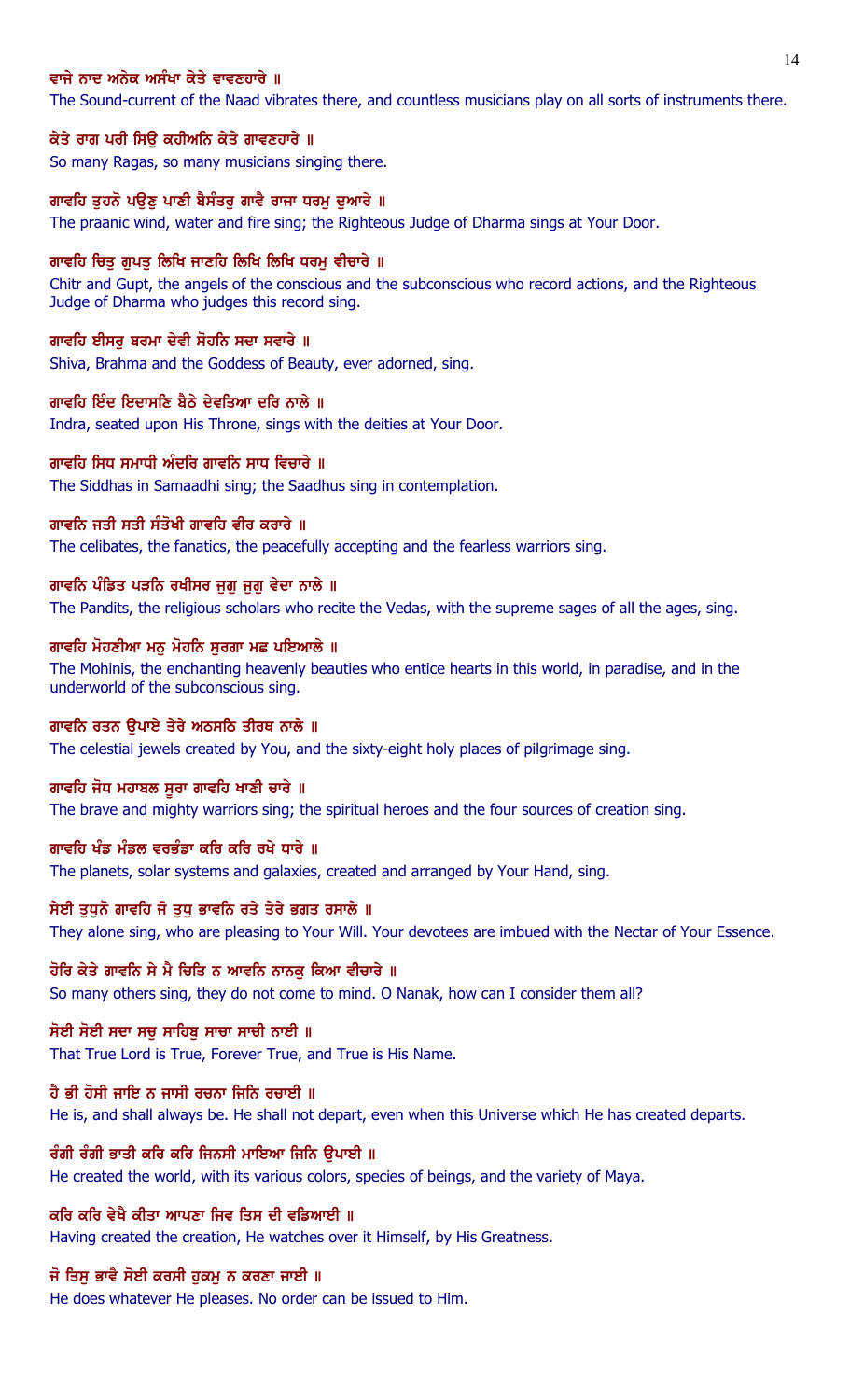ਵਾਜੇ ਨਾਦ ਅਨੇਕ ਅਸੰਖਾ ਕੇਤੇ ਵਾਵਣਹਾਰੇ ॥

The Sound-current of the Naad vibrates there, and countless musicians play on all sorts of instruments there.

ਕੇਤੇ ਰਾਗ ਪਰੀ ਸਿਉ ਕਹੀਅਨਿ ਕੇਤੇ ਗਾਵਣਹਾਰੇ ॥

So many Ragas, so many musicians singing there.

ਗਾਵਹਿ ਤੁਹਨੋ ਪਉਣੁ ਪਾਣੀ ਬੈਸੰਤਰੁ ਗਾਵੈ ਰਾਜਾ ਧਰਮੁ ਦੁਆਰੇ ॥

The praanic wind, water and fire sing; the Righteous Judge of Dharma sings at Your Door.

ਗਾਵਹਿ ਚਿਤੁ ਗੁਪਤੁ ਲਿਖਿ ਜਾਣਹਿ ਲਿਖਿ ਲਿਖਿ ਧਰਮੁ ਵੀਚਾਰੇ ॥

Chitr and Gupt, the angels of the conscious and the subconscious who record actions, and the Righteous Judge of Dharma who judges this record sing.

ਗਾਵਹਿ ਈਸਰੁ ਬਰਮਾ ਦੇਵੀ ਸੋਹਨਿ ਸਦਾ ਸਵਾਰੇ ॥

Shiva, Brahma and the Goddess of Beauty, ever adorned, sing.

ਗਾਵਹਿ ਇੰਦ ਇਦਾਸਣਿ ਬੈਠੇ ਦੇਵਤਿਆ ਦਰਿ ਨਾਲੇ ॥

Indra, seated upon His Throne, sings with the deities at Your Door.

ਗਾਵਹਿ ਸਿਧ ਸਮਾਧੀ ਅੰਦਰਿ ਗਾਵਨਿ ਸਾਧ ਵਿਚਾਰੇ ॥

The Siddhas in Samaadhi sing; the Saadhus sing in contemplation.

ਗਾਵਨਿ ਜਤੀ ਸਤੀ ਸੰਤੋਖੀ ਗਾਵਹਿ ਵੀਰ ਕਰਾਰੇ ॥

The celibates, the fanatics, the peacefully accepting and the fearless warriors sing.

ਗਾਵਨਿ ਪੰਡਿਤ ਪੜਨਿ ਰਖੀਸਰ ਜੁਗੁ ਜੁਗੁ ਵੇਦਾ ਨਾਲੇ ॥

The Pandits, the religious scholars who recite the Vedas, with the supreme sages of all the ages, sing.

ਗਾਵਹਿ ਮੋਹਣੀਆ ਮਨੁ ਮੋਹਨਿ ਸੁਰਗਾ ਮਛ ਪਇਆਲੇ ॥

The Mohinis, the enchanting heavenly beauties who entice hearts in this world, in paradise, and in the underworld of the subconscious sing.

ਗਾਵਨਿ ਰਤਨ ਉਪਾਏ ਤੇਰੇ ਅਠਸਠਿ ਤੀਰਥ ਨਾਲੇ ॥

The celestial jewels created by You, and the sixty-eight holy places of pilgrimage sing.

ਗਾਵਹਿ ਜੋਧ ਮਹਾਬਲ ਸੂਰਾ ਗਾਵਹਿ ਖਾਣੀ ਚਾਰੇ ॥

The brave and mighty warriors sing; the spiritual heroes and the four sources of creation sing.

ਗਾਵਹਿ ਖੰਡ ਮੰਡਲ ਵਰਭੰਡਾ ਕਰਿ ਕਰਿ ਰਖੇ ਧਾਰੇ ॥

The planets, solar systems and galaxies, created and arranged by Your Hand, sing.

ਸੇਈ ਤੁਧੁਨੋ ਗਾਵਹਿ ਜੋ ਤੁਧੁ ਭਾਵਨਿ ਰਤੇ ਤੇਰੇ ਭਗਤ ਰਸਾਲੇ ॥

They alone sing, who are pleasing to Your Will. Your devotees are imbued with the Nectar of Your Essence.

ਹੋਰਿ ਕੇਤੇ ਗਾਵਨਿ ਸੇ ਮੈ ਚਿਤਿ ਨ ਆਵਨਿ ਨਾਨਕੁ ਕਿਆ ਵੀਚਾਰੇ ॥

So many others sing, they do not come to mind. O Nanak, how can I consider them all?

ਸੋਈ ਸੋਈ ਸਦਾ ਸਚੁ ਸਾਹਿਬੁ ਸਾਚਾ ਸਾਚੀ ਨਾਈ ॥

That True Lord is True, Forever True, and True is His Name.

ਹੈ ਭੀ ਹੋਸੀ ਜਾਇ ਨ ਜਾਸੀ ਰਚਨਾ ਜਿਨਿ ਰਚਾਈ ॥

He is, and shall always be. He shall not depart, even when this Universe which He has created departs.

ਰੰਗੀ ਰੰਗੀ ਭਾਤੀ ਕਰਿ ਕਰਿ ਜਿਨਸੀ ਮਾਇਆ ਜਿਨਿ ਉਪਾਈ ॥

He created the world, with its various colors, species of beings, and the variety of Maya.

ਕਰਿ ਕਰਿ ਵੇਖੈ ਕੀਤਾ ਆਪਣਾ ਜਿਵ ਤਿਸ ਦੀ ਵਡਿਆਈ ॥

Having created the creation, He watches over it Himself, by His Greatness.

ਜੋ ਤਿਸੁ ਭਾਵੈ ਸੋਈ ਕਰਸੀ ਹੁਕਮੁ ਨ ਕਰਣਾ ਜਾਈ ॥

He does whatever He pleases. No order can be issued to Him.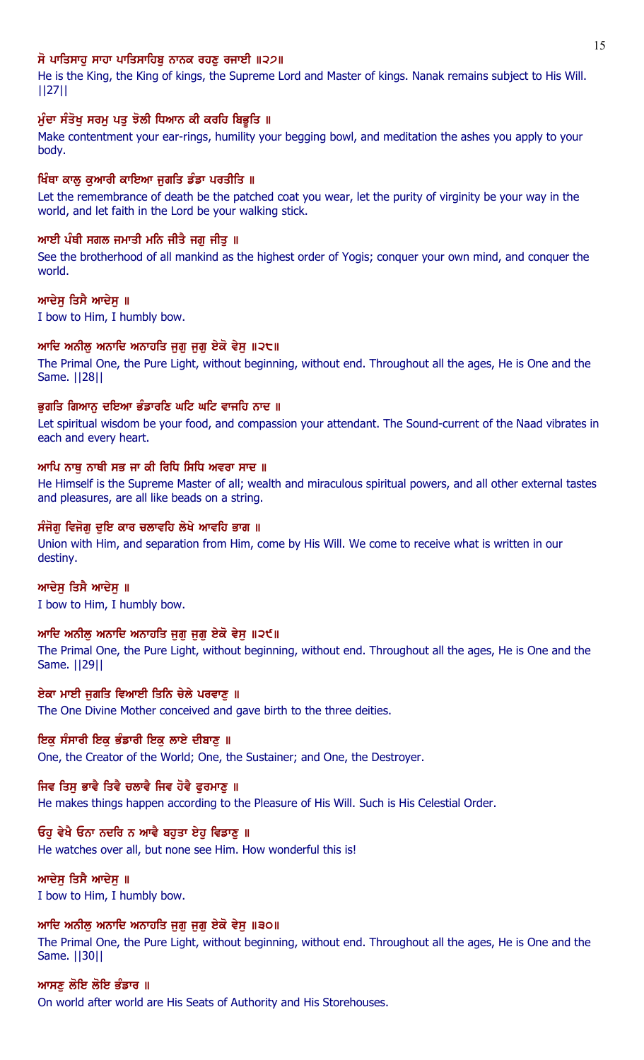**ਸੋ ਪਾਤਿਸਾਹੁ ਸਾਹਾ ਪਾਤਿਸਾਹਿਬੁ ਨਾਨਕ ਰਹਣੁ ਰਜਾਈ ॥੨੭॥**

He is the King, the King of kings, the Supreme Lord and Master of kings. Nanak remains subject to His Will. ||27||

**ਮੁੰਦਾ ਸੰਤੋਖੁ ਸਰਮੁ ਪਤੁ ਝੋਲੀ ਧਿਆਨ ਕੀ ਕਰਹਿ ਬਿਭੂਤਿ ॥**

Make contentment your ear-rings, humility your begging bowl, and meditation the ashes you apply to your body.

**ਖਿੰਥਾ ਕਾਲੁ ਕੁਆਰੀ ਕਾਇਆ ਜੁਗਤਿ ਡੰਡਾ ਪਰਤੀਤਿ ॥**

Let the remembrance of death be the patched coat you wear, let the purity of virginity be your way in the world, and let faith in the Lord be your walking stick.

**ਆਈ ਪੰਥੀ ਸਗਲ ਜਮਾਤੀ ਮਨਿ ਜੀਤੈ ਜਗੁ ਜੀਤੁ ॥**

See the brotherhood of all mankind as the highest order of Yogis; conquer your own mind, and conquer the world.

**ਆਦੇਸੁ ਤਿਸੈ ਆਦੇਸੁ ॥**

I bow to Him, I humbly bow.

**ਆਦਿ ਅਨੀਲੁ ਅਨਾਦਿ ਅਨਾਹਤਿ ਜੁਗੁ ਜੁਗੁ ਏਕੋ ਵੇਸੁ ॥੨੮॥**

The Primal One, the Pure Light, without beginning, without end. Throughout all the ages, He is One and the Same. ||28||

**ਭੁਗਤਿ ਗਿਆਨੁ ਦਇਆ ਭੰਡਾਰਣਿ ਘਟਿ ਘਟਿ ਵਾਜਹਿ ਨਾਦ ॥**

Let spiritual wisdom be your food, and compassion your attendant. The Sound-current of the Naad vibrates in each and every heart.

**ਆਪਿ ਨਾਥੁ ਨਾਥੀ ਸਭ ਜਾ ਕੀ ਰਿਧਿ ਸਿਧਿ ਅਵਰਾ ਸਾਦ ॥**

He Himself is the Supreme Master of all; wealth and miraculous spiritual powers, and all other external tastes and pleasures, are all like beads on a string.

**ਸੰਜੋਗੁ ਵਿਜੋਗੁ ਦੁਇ ਕਾਰ ਚਲਾਵਹਿ ਲੇਖੇ ਆਵਹਿ ਭਾਗ ॥**

Union with Him, and separation from Him, come by His Will. We come to receive what is written in our destiny.

**ਆਦੇਸੁ ਤਿਸੈ ਆਦੇਸੁ ॥**

I bow to Him, I humbly bow.

**ਆਦਿ ਅਨੀਲੁ ਅਨਾਦਿ ਅਨਾਹਤਿ ਜੁਗੁ ਜੁਗੁ ਏਕੋ ਵੇਸੁ ॥੨੯॥**

The Primal One, the Pure Light, without beginning, without end. Throughout all the ages, He is One and the Same. ||29||

**ਏਕਾ ਮਾਈ ਜੁਗਤਿ ਵਿਆਈ ਤਿਨਿ ਚੇਲੇ ਪਰਵਾਣੁ ॥**

The One Divine Mother conceived and gave birth to the three deities.

**ਇਕੁ ਸੰਸਾਰੀ ਇਕੁ ਭੰਡਾਰੀ ਇਕੁ ਲਾਏ ਦੀਬਾਣੁ ॥**

One, the Creator of the World; One, the Sustainer; and One, the Destroyer.

**ਜਿਵ ਤਿਸੁ ਭਾਵੈ ਤਿਵੈ ਚਲਾਵੈ ਜਿਵ ਹੋਵੈ ਫੁਰਮਾਣੁ ॥**

He makes things happen according to the Pleasure of His Will. Such is His Celestial Order.

**ਓਹੁ ਵੇਖੈ ਓਨਾ ਨਦਰਿ ਨ ਆਵੈ ਬਹੁਤਾ ਏਹੁ ਵਿਡਾਣੁ ॥**

He watches over all, but none see Him. How wonderful this is!

**ਆਦੇਸੁ ਤਿਸੈ ਆਦੇਸੁ ॥**

I bow to Him, I humbly bow.

**ਆਦਿ ਅਨੀਲੁ ਅਨਾਦਿ ਅਨਾਹਤਿ ਜੁਗੁ ਜੁਗੁ ਏਕੋ ਵੇਸੁ ॥੩੦॥**

The Primal One, the Pure Light, without beginning, without end. Throughout all the ages, He is One and the Same. ||30||

**ਆਸਣੁ ਲੋਇ ਲੋਇ ਭੰਡਾਰ ॥**

On world after world are His Seats of Authority and His Storehouses.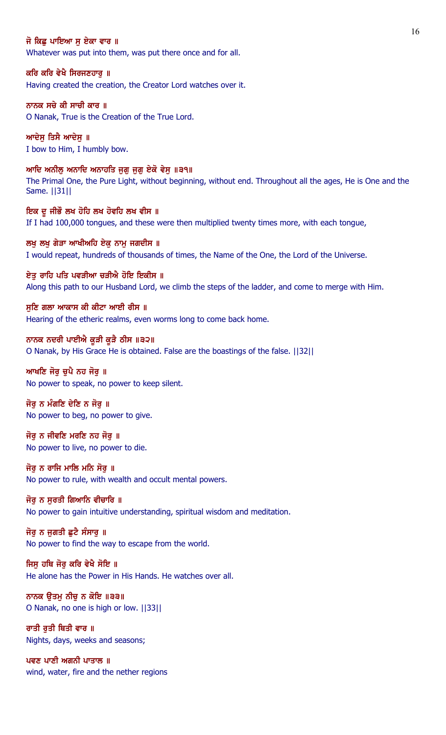ਜੋ ਕਿਛੁ ਪਾਇਆ ਸੁ ਏਕਾ ਵਾਰ ॥

Whatever was put into them, was put there once and for all.

ਕਰਿ ਕਰਿ ਵੇਖੈ ਸਿਰਜਣਹਾਰੁ ॥

Having created the creation, the Creator Lord watches over it.

ਨਾਨਕ ਸਚੇ ਕੀ ਸਾਚੀ ਕਾਰ ॥

O Nanak, True is the Creation of the True Lord.

ਆਦੇਸੁ ਤਿਸੈ ਆਦੇਸੁ ॥

I bow to Him, I humbly bow.

ਆਦਿ ਅਨੀਲੁ ਅਨਾਦਿ ਅਨਾਹਤਿ ਜੁਗੁ ਜੁਗੁ ਏਕੋ ਵੇਸੁ ॥੩੧॥

The Primal One, the Pure Light, without beginning, without end. Throughout all the ages, He is One and the Same. ||31||

ਇਕ ਦੂ ਜੀਭੌ ਲਖ ਹੋਹਿ ਲਖ ਹੋਵਹਿ ਲਖ ਵੀਸ ॥

If I had 100,000 tongues, and these were then multiplied twenty times more, with each tongue,

ਲਖੁ ਲਖੁ ਗੇੜਾ ਆਖੀਅਹਿ ਏਕੁ ਨਾਮੁ ਜਗਦੀਸ ॥

I would repeat, hundreds of thousands of times, the Name of the One, the Lord of the Universe.

ਏਤੁ ਰਾਹਿ ਪਤਿ ਪਵੜੀਆ ਚੜੀਐ ਹੋਇ ਇਕੀਸ ॥

Along this path to our Husband Lord, we climb the steps of the ladder, and come to merge with Him.

ਸੁਣਿ ਗਲਾ ਆਕਾਸ ਕੀ ਕੀਟਾ ਆਈ ਰੀਸ ॥

Hearing of the etheric realms, even worms long to come back home.

ਨਾਨਕ ਨਦਰੀ ਪਾਈਐ ਕੂੜੀ ਕੂੜੈ ਠੀਸ ॥੩੨॥

O Nanak, by His Grace He is obtained. False are the boastings of the false. ||32||

ਆਖਣਿ ਜੋਰੁ ਚੁਪੈ ਨਹ ਜੋਰੁ ॥

No power to speak, no power to keep silent.

ਜੋਰੁ ਨ ਮੰਗਣਿ ਦੇਣਿ ਨ ਜੋਰੁ ॥

No power to beg, no power to give.

ਜੋਰੁ ਨ ਜੀਵਣਿ ਮਰਣਿ ਨਹ ਜੋਰੁ ॥

No power to live, no power to die.

ਜੋਰੁ ਨ ਰਾਜਿ ਮਾਲਿ ਮਨਿ ਸੋਰੁ ॥

No power to rule, with wealth and occult mental powers.

ਜੋਰੁ ਨ ਸੁਰਤੀ ਗਿਆਨਿ ਵੀਚਾਰਿ ॥

No power to gain intuitive understanding, spiritual wisdom and meditation.

ਜੋਰੁ ਨ ਜੁਗਤੀ ਛੁਟੈ ਸੰਸਾਰੁ ॥

No power to find the way to escape from the world.

ਜਿਸੁ ਹਥਿ ਜੋਰੁ ਕਰਿ ਵੇਖੈ ਸੋਇ ॥

He alone has the Power in His Hands. He watches over all.

ਨਾਨਕ ਉਤਮੁ ਨੀਚੁ ਨ ਕੋਇ ॥੩੩॥

O Nanak, no one is high or low. ||33||

ਰਾਤੀ ਰੁਤੀ ਥਿਤੀ ਵਾਰ ॥

Nights, days, weeks and seasons;

ਪਵਣ ਪਾਣੀ ਅਗਨੀ ਪਾਤਾਲ ॥

wind, water, fire and the nether regions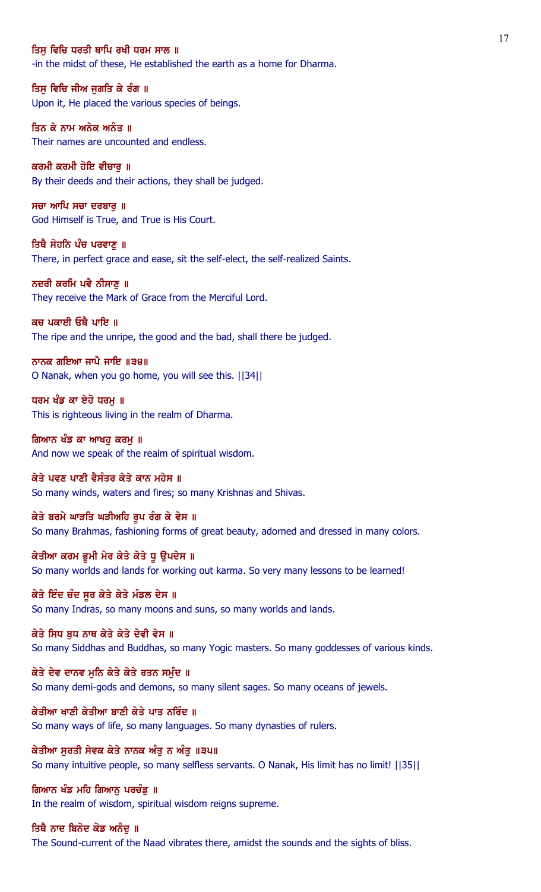ਤਿਸੁ ਵਿਚਿ ਧਰਤੀ ਥਾਪਿ ਰਖੀ ਧਰਮ ਸਾਲ ॥
-in the midst of these, He established the earth as a home for Dharma.

ਤਿਸੁ ਵਿਚਿ ਜੀਅ ਜੁਗਤਿ ਕੇ ਰੰਗ ॥
Upon it, He placed the various species of beings.

ਤਿਨ ਕੇ ਨਾਮ ਅਨੇਕ ਅਨੰਤ ॥
Their names are uncounted and endless.

ਕਰਮੀ ਕਰਮੀ ਹੋਇ ਵੀਚਾਰੁ ॥
By their deeds and their actions, they shall be judged.

ਸਚਾ ਆਪਿ ਸਚਾ ਦਰਬਾਰੁ ॥
God Himself is True, and True is His Court.

ਤਿਥੈ ਸੋਹਨਿ ਪੰਚ ਪਰਵਾਣੁ ॥
There, in perfect grace and ease, sit the self-elect, the self-realized Saints.

ਨਦਰੀ ਕਰਮਿ ਪਵੈ ਨੀਸਾਣੁ ॥
They receive the Mark of Grace from the Merciful Lord.

ਕਚ ਪਕਾਈ ਓਥੈ ਪਾਇ ॥
The ripe and the unripe, the good and the bad, shall there be judged.

ਨਾਨਕ ਗਇਆ ਜਾਪੈ ਜਾਇ ॥੩੪॥
O Nanak, when you go home, you will see this. ||34||

ਧਰਮ ਖੰਡ ਕਾ ਏਹੋ ਧਰਮੁ ॥
This is righteous living in the realm of Dharma.

ਗਿਆਨ ਖੰਡ ਕਾ ਆਖਹੁ ਕਰਮੁ ॥
And now we speak of the realm of spiritual wisdom.

ਕੇਤੇ ਪਵਣ ਪਾਣੀ ਵੈਸੰਤਰ ਕੇਤੇ ਕਾਨ ਮਹੇਸ ॥
So many winds, waters and fires; so many Krishnas and Shivas.

ਕੇਤੇ ਬਰਮੇ ਘਾੜਤਿ ਘੜੀਅਹਿ ਰੂਪ ਰੰਗ ਕੇ ਵੇਸ ॥
So many Brahmas, fashioning forms of great beauty, adorned and dressed in many colors.

ਕੇਤੀਆ ਕਰਮ ਭੂਮੀ ਮੇਰ ਕੇਤੇ ਕੇਤੇ ਧੂ ਉਪਦੇਸ ॥
So many worlds and lands for working out karma. So very many lessons to be learned!

ਕੇਤੇ ਇੰਦ ਚੰਦ ਸੂਰ ਕੇਤੇ ਕੇਤੇ ਮੰਡਲ ਦੇਸ ॥
So many Indras, so many moons and suns, so many worlds and lands.

ਕੇਤੇ ਸਿਧ ਬੁਧ ਨਾਥ ਕੇਤੇ ਕੇਤੇ ਦੇਵੀ ਵੇਸ ॥
So many Siddhas and Buddhas, so many Yogic masters. So many goddesses of various kinds.

ਕੇਤੇ ਦੇਵ ਦਾਨਵ ਮੁਨਿ ਕੇਤੇ ਕੇਤੇ ਰਤਨ ਸਮੁੰਦ ॥
So many demi-gods and demons, so many silent sages. So many oceans of jewels.

ਕੇਤੀਆ ਖਾਣੀ ਕੇਤੀਆ ਬਾਣੀ ਕੇਤੇ ਪਾਤ ਨਰਿੰਦ ॥
So many ways of life, so many languages. So many dynasties of rulers.

ਕੇਤੀਆ ਸੁਰਤੀ ਸੇਵਕ ਕੇਤੇ ਨਾਨਕ ਅੰਤੁ ਨ ਅੰਤੁ ॥੩੫॥
So many intuitive people, so many selfless servants. O Nanak, His limit has no limit! ||35||

ਗਿਆਨ ਖੰਡ ਮਹਿ ਗਿਆਨੁ ਪਰਚੰਡੁ ॥
In the realm of wisdom, spiritual wisdom reigns supreme.

ਤਿਥੈ ਨਾਦ ਬਿਨੋਦ ਕੋਡ ਅਨੰਦੁ ॥
The Sound-current of the Naad vibrates there, amidst the sounds and the sights of bliss.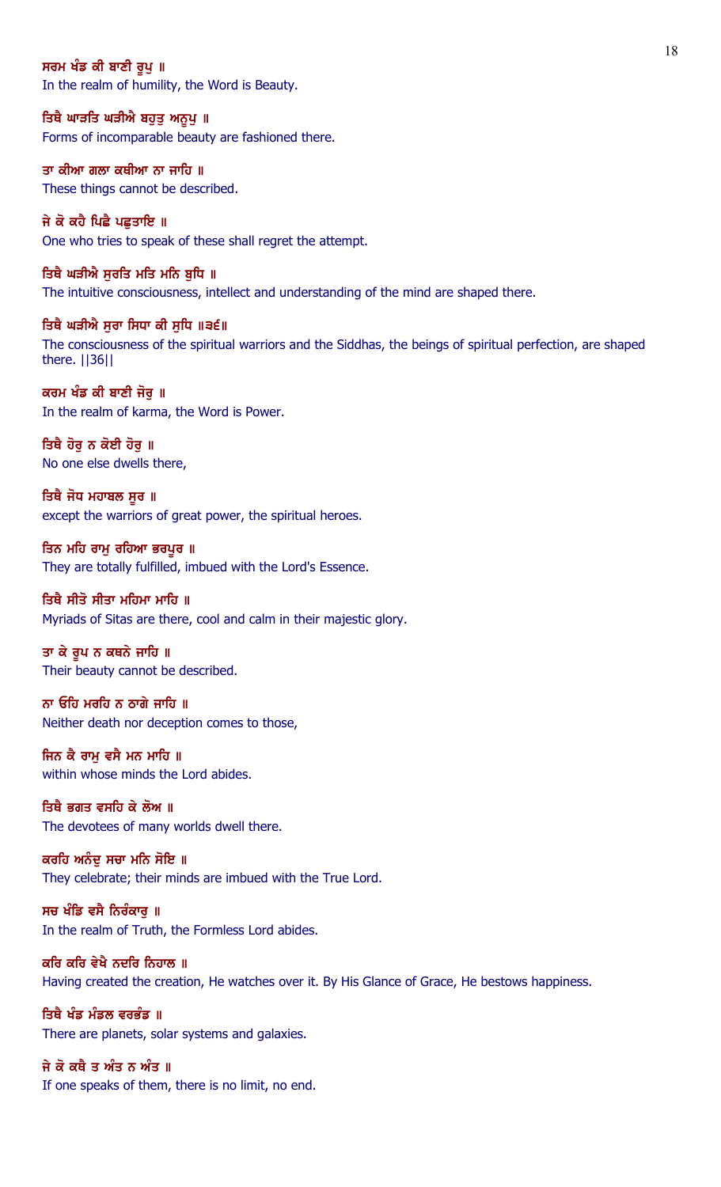ਸਰਮ ਖੰਡ ਕੀ ਬਾਣੀ ਰੂਪੁ ॥
In the realm of humility, the Word is Beauty.

ਤਿਥੈ ਘਾੜਤਿ ਘੜੀਐ ਬਹੁਤੁ ਅਨੂਪੁ ॥
Forms of incomparable beauty are fashioned there.

ਤਾ ਕੀਆ ਗਲਾ ਕਥੀਆ ਨਾ ਜਾਹਿ ॥
These things cannot be described.

ਜੇ ਕੋ ਕਹੈ ਪਿਛੈ ਪਛੁਤਾਇ ॥
One who tries to speak of these shall regret the attempt.

ਤਿਥੈ ਘੜੀਐ ਸੁਰਤਿ ਮਤਿ ਮਨਿ ਬੁਧਿ ॥
The intuitive consciousness, intellect and understanding of the mind are shaped there.

ਤਿਥੈ ਘੜੀਐ ਸੁਰਾ ਸਿਧਾ ਕੀ ਸੁਧਿ ॥੩੬॥
The consciousness of the spiritual warriors and the Siddhas, the beings of spiritual perfection, are shaped there. ||36||

ਕਰਮ ਖੰਡ ਕੀ ਬਾਣੀ ਜੋਰੁ ॥
In the realm of karma, the Word is Power.

ਤਿਥੈ ਹੋਰੁ ਨ ਕੋਈ ਹੋਰੁ ॥
No one else dwells there,

ਤਿਥੈ ਜੋਧ ਮਹਾਬਲ ਸੂਰ ॥
except the warriors of great power, the spiritual heroes.

ਤਿਨ ਮਹਿ ਰਾਮੁ ਰਹਿਆ ਭਰਪੂਰ ॥
They are totally fulfilled, imbued with the Lord's Essence.

ਤਿਥੈ ਸੀਤੋ ਸੀਤਾ ਮਹਿਮਾ ਮਾਹਿ ॥
Myriads of Sitas are there, cool and calm in their majestic glory.

ਤਾ ਕੇ ਰੂਪ ਨ ਕਥਨੇ ਜਾਹਿ ॥
Their beauty cannot be described.

ਨਾ ਓਹਿ ਮਰਹਿ ਨ ਠਾਗੇ ਜਾਹਿ ॥
Neither death nor deception comes to those,

ਜਿਨ ਕੈ ਰਾਮੁ ਵਸੈ ਮਨ ਮਾਹਿ ॥
within whose minds the Lord abides.

ਤਿਥੈ ਭਗਤ ਵਸਹਿ ਕੇ ਲੋਅ ॥
The devotees of many worlds dwell there.

ਕਰਹਿ ਅਨੰਦੁ ਸਚਾ ਮਨਿ ਸੋਇ ॥
They celebrate; their minds are imbued with the True Lord.

ਸਚ ਖੰਡਿ ਵਸੈ ਨਿਰੰਕਾਰੁ ॥
In the realm of Truth, the Formless Lord abides.

ਕਰਿ ਕਰਿ ਵੇਖੈ ਨਦਰਿ ਨਿਹਾਲ ॥
Having created the creation, He watches over it. By His Glance of Grace, He bestows happiness.

ਤਿਥੈ ਖੰਡ ਮੰਡਲ ਵਰਭੰਡ ॥
There are planets, solar systems and galaxies.

ਜੇ ਕੋ ਕਥੈ ਤ ਅੰਤ ਨ ਅੰਤ ॥
If one speaks of them, there is no limit, no end.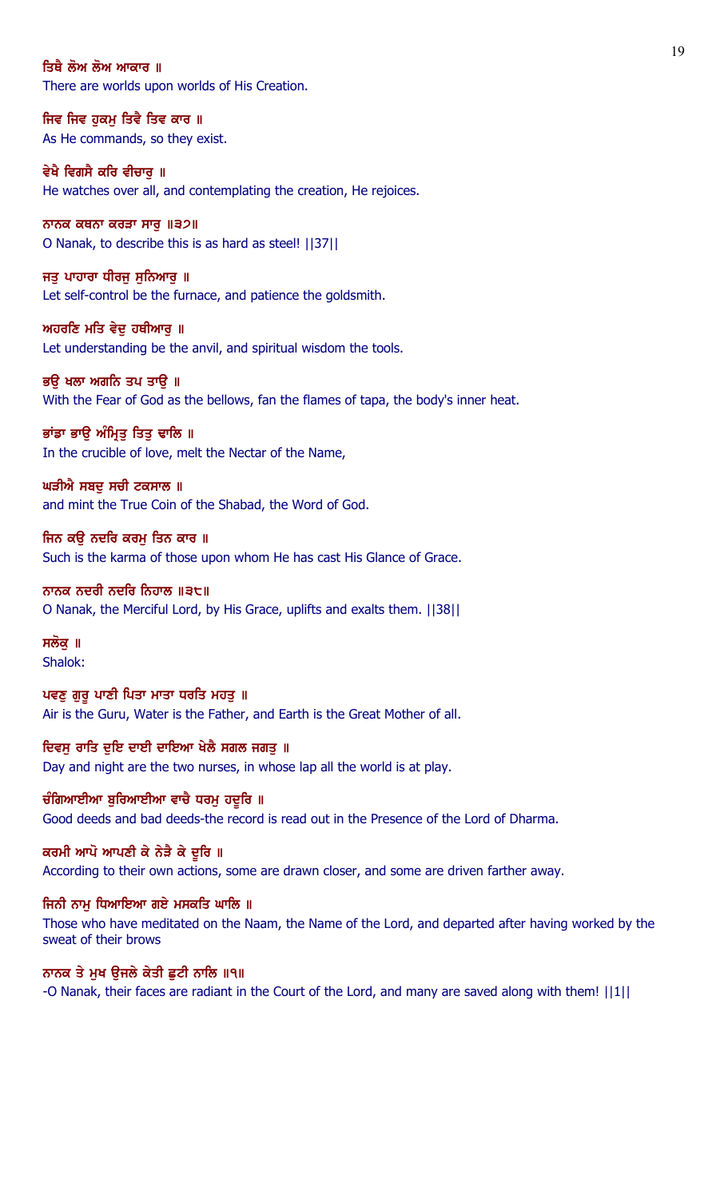ਤਿਥੈ ਲੋਅ ਲੋਅ ਆਕਾਰ ॥
There are worlds upon worlds of His Creation.

ਜਿਵ ਜਿਵ ਹੁਕਮੁ ਤਿਵੈ ਤਿਵ ਕਾਰ ॥
As He commands, so they exist.

ਵੇਖੈ ਵਿਗਸੈ ਕਰਿ ਵੀਚਾਰੁ ॥
He watches over all, and contemplating the creation, He rejoices.

ਨਾਨਕ ਕਥਨਾ ਕਰੜਾ ਸਾਰੁ ॥੩੭॥
O Nanak, to describe this is as hard as steel! ||37||

ਜਤੁ ਪਾਹਾਰਾ ਧੀਰਜੁ ਸੁਨਿਆਰੁ ॥
Let self-control be the furnace, and patience the goldsmith.

ਅਹਰਣਿ ਮਤਿ ਵੇਦੁ ਹਥੀਆਰੁ ॥
Let understanding be the anvil, and spiritual wisdom the tools.

ਭਉ ਖਲਾ ਅਗਨਿ ਤਪ ਤਾਉ ॥
With the Fear of God as the bellows, fan the flames of tapa, the body's inner heat.

ਭਾਂਡਾ ਭਾਉ ਅੰਮ੍ਰਿਤੁ ਤਿਤੁ ਢਾਲਿ ॥
In the crucible of love, melt the Nectar of the Name,

ਘੜੀਐ ਸਬਦੁ ਸਚੀ ਟਕਸਾਲ ॥
and mint the True Coin of the Shabad, the Word of God.

ਜਿਨ ਕਉ ਨਦਰਿ ਕਰਮੁ ਤਿਨ ਕਾਰ ॥
Such is the karma of those upon whom He has cast His Glance of Grace.

ਨਾਨਕ ਨਦਰੀ ਨਦਰਿ ਨਿਹਾਲ ॥੩੮॥
O Nanak, the Merciful Lord, by His Grace, uplifts and exalts them. ||38||

ਸਲੋਕੁ ॥
Shalok:

ਪਵਣੁ ਗੁਰੂ ਪਾਣੀ ਪਿਤਾ ਮਾਤਾ ਧਰਤਿ ਮਹਤੁ ॥
Air is the Guru, Water is the Father, and Earth is the Great Mother of all.

ਦਿਵਸੁ ਰਾਤਿ ਦੁਇ ਦਾਈ ਦਾਇਆ ਖੇਲੈ ਸਗਲ ਜਗਤੁ ॥
Day and night are the two nurses, in whose lap all the world is at play.

ਚੰਗਿਆਈਆ ਬੁਰਿਆਈਆ ਵਾਚੈ ਧਰਮੁ ਹਦੂਰਿ ॥
Good deeds and bad deeds-the record is read out in the Presence of the Lord of Dharma.

ਕਰਮੀ ਆਪੋ ਆਪਣੀ ਕੇ ਨੇੜੈ ਕੇ ਦੂਰਿ ॥
According to their own actions, some are drawn closer, and some are driven farther away.

ਜਿਨੀ ਨਾਮੁ ਧਿਆਇਆ ਗਏ ਮਸਕਤਿ ਘਾਲਿ ॥
Those who have meditated on the Naam, the Name of the Lord, and departed after having worked by the sweat of their brows

ਨਾਨਕ ਤੇ ਮੁਖ ਉਜਲੇ ਕੇਤੀ ਛੁਟੀ ਨਾਲਿ ॥੧॥
-O Nanak, their faces are radiant in the Court of the Lord, and many are saved along with them! ||1||